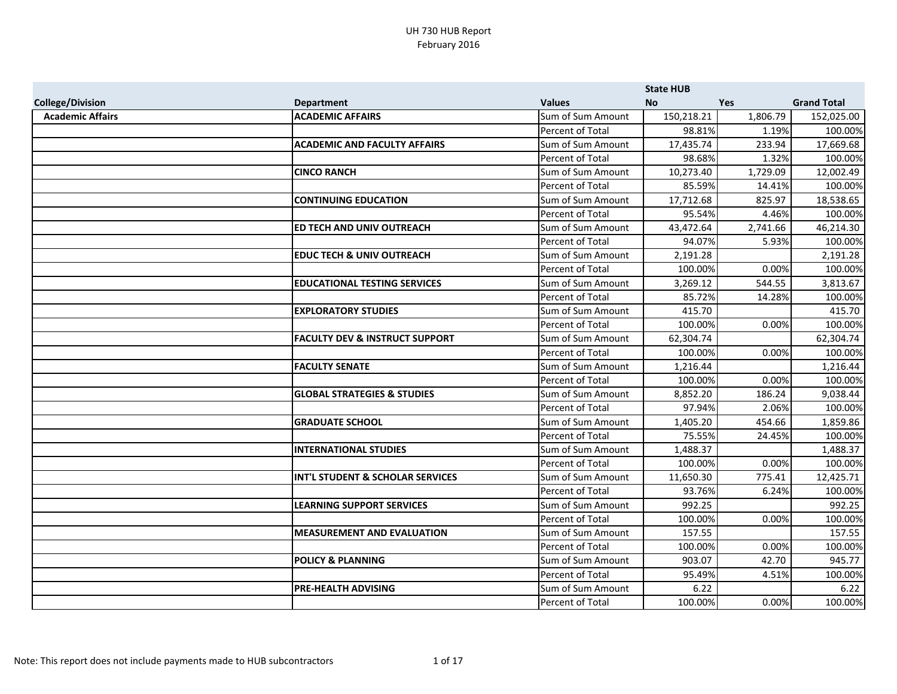# UH 730 HUB Report
February 2016

| College/Division | Department | Values | State HUB No | Yes | Grand Total |
|---|---|---|---|---|---|
| **Academic Affairs** | **ACADEMIC AFFAIRS** | Sum of Sum Amount | 150,218.21 | 1,806.79 | 152,025.00 |
| | | Percent of Total | 98.81% | 1.19% | 100.00% |
| | **ACADEMIC AND FACULTY AFFAIRS** | Sum of Sum Amount | 17,435.74 | 233.94 | 17,669.68 |
| | | Percent of Total | 98.68% | 1.32% | 100.00% |
| | **CINCO RANCH** | Sum of Sum Amount | 10,273.40 | 1,729.09 | 12,002.49 |
| | | Percent of Total | 85.59% | 14.41% | 100.00% |
| | **CONTINUING EDUCATION** | Sum of Sum Amount | 17,712.68 | 825.97 | 18,538.65 |
| | | Percent of Total | 95.54% | 4.46% | 100.00% |
| | **ED TECH AND UNIV OUTREACH** | Sum of Sum Amount | 43,472.64 | 2,741.66 | 46,214.30 |
| | | Percent of Total | 94.07% | 5.93% | 100.00% |
| | **EDUC TECH & UNIV OUTREACH** | Sum of Sum Amount | 2,191.28 | | 2,191.28 |
| | | Percent of Total | 100.00% | 0.00% | 100.00% |
| | **EDUCATIONAL TESTING SERVICES** | Sum of Sum Amount | 3,269.12 | 544.55 | 3,813.67 |
| | | Percent of Total | 85.72% | 14.28% | 100.00% |
| | **EXPLORATORY STUDIES** | Sum of Sum Amount | 415.70 | | 415.70 |
| | | Percent of Total | 100.00% | 0.00% | 100.00% |
| | **FACULTY DEV & INSTRUCT SUPPORT** | Sum of Sum Amount | 62,304.74 | | 62,304.74 |
| | | Percent of Total | 100.00% | 0.00% | 100.00% |
| | **FACULTY SENATE** | Sum of Sum Amount | 1,216.44 | | 1,216.44 |
| | | Percent of Total | 100.00% | 0.00% | 100.00% |
| | **GLOBAL STRATEGIES & STUDIES** | Sum of Sum Amount | 8,852.20 | 186.24 | 9,038.44 |
| | | Percent of Total | 97.94% | 2.06% | 100.00% |
| | **GRADUATE SCHOOL** | Sum of Sum Amount | 1,405.20 | 454.66 | 1,859.86 |
| | | Percent of Total | 75.55% | 24.45% | 100.00% |
| | **INTERNATIONAL STUDIES** | Sum of Sum Amount | 1,488.37 | | 1,488.37 |
| | | Percent of Total | 100.00% | 0.00% | 100.00% |
| | **INT'L STUDENT & SCHOLAR SERVICES** | Sum of Sum Amount | 11,650.30 | 775.41 | 12,425.71 |
| | | Percent of Total | 93.76% | 6.24% | 100.00% |
| | **LEARNING SUPPORT SERVICES** | Sum of Sum Amount | 992.25 | | 992.25 |
| | | Percent of Total | 100.00% | 0.00% | 100.00% |
| | **MEASUREMENT AND EVALUATION** | Sum of Sum Amount | 157.55 | | 157.55 |
| | | Percent of Total | 100.00% | 0.00% | 100.00% |
| | **POLICY & PLANNING** | Sum of Sum Amount | 903.07 | 42.70 | 945.77 |
| | | Percent of Total | 95.49% | 4.51% | 100.00% |
| | **PRE-HEALTH ADVISING** | Sum of Sum Amount | 6.22 | | 6.22 |
| | | Percent of Total | 100.00% | 0.00% | 100.00% |

Note: This report does not include payments made to HUB subcontractors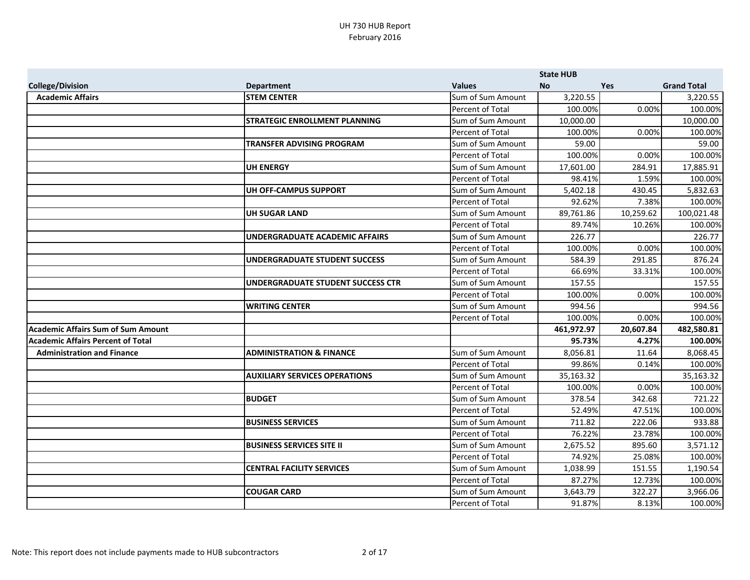| | | | State HUB | | |
|---|---|---|---|---|---|
| **College/Division** | **Department** | **Values** | **No** | **Yes** | **Grand Total** |
| **Academic Affairs** | **STEM CENTER** | Sum of Sum Amount | 3,220.55 | | 3,220.55 |
| | | Percent of Total | 100.00% | 0.00% | 100.00% |
| | **STRATEGIC ENROLLMENT PLANNING** | Sum of Sum Amount | 10,000.00 | | 10,000.00 |
| | | Percent of Total | 100.00% | 0.00% | 100.00% |
| | **TRANSFER ADVISING PROGRAM** | Sum of Sum Amount | 59.00 | | 59.00 |
| | | Percent of Total | 100.00% | 0.00% | 100.00% |
| | **UH ENERGY** | Sum of Sum Amount | 17,601.00 | 284.91 | 17,885.91 |
| | | Percent of Total | 98.41% | 1.59% | 100.00% |
| | **UH OFF-CAMPUS SUPPORT** | Sum of Sum Amount | 5,402.18 | 430.45 | 5,832.63 |
| | | Percent of Total | 92.62% | 7.38% | 100.00% |
| | **UH SUGAR LAND** | Sum of Sum Amount | 89,761.86 | 10,259.62 | 100,021.48 |
| | | Percent of Total | 89.74% | 10.26% | 100.00% |
| | **UNDERGRADUATE ACADEMIC AFFAIRS** | Sum of Sum Amount | 226.77 | | 226.77 |
| | | Percent of Total | 100.00% | 0.00% | 100.00% |
| | **UNDERGRADUATE STUDENT SUCCESS** | Sum of Sum Amount | 584.39 | 291.85 | 876.24 |
| | | Percent of Total | 66.69% | 33.31% | 100.00% |
| | **UNDERGRADUATE STUDENT SUCCESS CTR** | Sum of Sum Amount | 157.55 | | 157.55 |
| | | Percent of Total | 100.00% | 0.00% | 100.00% |
| | **WRITING CENTER** | Sum of Sum Amount | 994.56 | | 994.56 |
| | | Percent of Total | 100.00% | 0.00% | 100.00% |
| **Academic Affairs Sum of Sum Amount** | | | **461,972.97** | **20,607.84** | **482,580.81** |
| **Academic Affairs Percent of Total** | | | **95.73%** | **4.27%** | **100.00%** |
| **Administration and Finance** | **ADMINISTRATION & FINANCE** | Sum of Sum Amount | 8,056.81 | 11.64 | 8,068.45 |
| | | Percent of Total | 99.86% | 0.14% | 100.00% |
| | **AUXILIARY SERVICES OPERATIONS** | Sum of Sum Amount | 35,163.32 | | 35,163.32 |
| | | Percent of Total | 100.00% | 0.00% | 100.00% |
| | **BUDGET** | Sum of Sum Amount | 378.54 | 342.68 | 721.22 |
| | | Percent of Total | 52.49% | 47.51% | 100.00% |
| | **BUSINESS SERVICES** | Sum of Sum Amount | 711.82 | 222.06 | 933.88 |
| | | Percent of Total | 76.22% | 23.78% | 100.00% |
| | **BUSINESS SERVICES SITE II** | Sum of Sum Amount | 2,675.52 | 895.60 | 3,571.12 |
| | | Percent of Total | 74.92% | 25.08% | 100.00% |
| | **CENTRAL FACILITY SERVICES** | Sum of Sum Amount | 1,038.99 | 151.55 | 1,190.54 |
| | | Percent of Total | 87.27% | 12.73% | 100.00% |
| | **COUGAR CARD** | Sum of Sum Amount | 3,643.79 | 322.27 | 3,966.06 |
| | | Percent of Total | 91.87% | 8.13% | 100.00% |

Note: This report does not include payments made to HUB subcontractors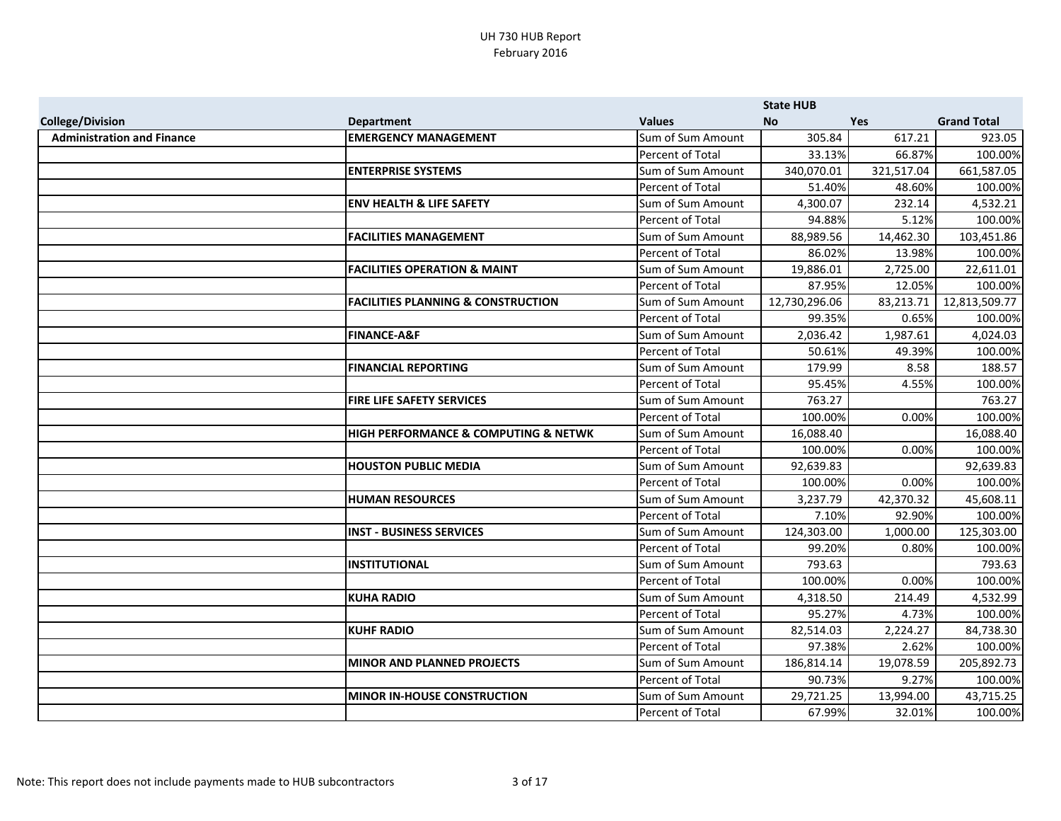UH 730 HUB Report
February 2016

| College/Division | Department | Values | State HUB No | Yes | Grand Total |
|---|---|---|---|---|---|
| **Administration and Finance** | **EMERGENCY MANAGEMENT** | Sum of Sum Amount | 305.84 | 617.21 | 923.05 |
| | | Percent of Total | 33.13% | 66.87% | 100.00% |
| | **ENTERPRISE SYSTEMS** | Sum of Sum Amount | 340,070.01 | 321,517.04 | 661,587.05 |
| | | Percent of Total | 51.40% | 48.60% | 100.00% |
| | **ENV HEALTH & LIFE SAFETY** | Sum of Sum Amount | 4,300.07 | 232.14 | 4,532.21 |
| | | Percent of Total | 94.88% | 5.12% | 100.00% |
| | **FACILITIES MANAGEMENT** | Sum of Sum Amount | 88,989.56 | 14,462.30 | 103,451.86 |
| | | Percent of Total | 86.02% | 13.98% | 100.00% |
| | **FACILITIES OPERATION & MAINT** | Sum of Sum Amount | 19,886.01 | 2,725.00 | 22,611.01 |
| | | Percent of Total | 87.95% | 12.05% | 100.00% |
| | **FACILITIES PLANNING & CONSTRUCTION** | Sum of Sum Amount | 12,730,296.06 | 83,213.71 | 12,813,509.77 |
| | | Percent of Total | 99.35% | 0.65% | 100.00% |
| | **FINANCE-A&F** | Sum of Sum Amount | 2,036.42 | 1,987.61 | 4,024.03 |
| | | Percent of Total | 50.61% | 49.39% | 100.00% |
| | **FINANCIAL REPORTING** | Sum of Sum Amount | 179.99 | 8.58 | 188.57 |
| | | Percent of Total | 95.45% | 4.55% | 100.00% |
| | **FIRE LIFE SAFETY SERVICES** | Sum of Sum Amount | 763.27 | | 763.27 |
| | | Percent of Total | 100.00% | 0.00% | 100.00% |
| | **HIGH PERFORMANCE & COMPUTING & NETWK** | Sum of Sum Amount | 16,088.40 | | 16,088.40 |
| | | Percent of Total | 100.00% | 0.00% | 100.00% |
| | **HOUSTON PUBLIC MEDIA** | Sum of Sum Amount | 92,639.83 | | 92,639.83 |
| | | Percent of Total | 100.00% | 0.00% | 100.00% |
| | **HUMAN RESOURCES** | Sum of Sum Amount | 3,237.79 | 42,370.32 | 45,608.11 |
| | | Percent of Total | 7.10% | 92.90% | 100.00% |
| | **INST - BUSINESS SERVICES** | Sum of Sum Amount | 124,303.00 | 1,000.00 | 125,303.00 |
| | | Percent of Total | 99.20% | 0.80% | 100.00% |
| | **INSTITUTIONAL** | Sum of Sum Amount | 793.63 | | 793.63 |
| | | Percent of Total | 100.00% | 0.00% | 100.00% |
| | **KUHA RADIO** | Sum of Sum Amount | 4,318.50 | 214.49 | 4,532.99 |
| | | Percent of Total | 95.27% | 4.73% | 100.00% |
| | **KUHF RADIO** | Sum of Sum Amount | 82,514.03 | 2,224.27 | 84,738.30 |
| | | Percent of Total | 97.38% | 2.62% | 100.00% |
| | **MINOR AND PLANNED PROJECTS** | Sum of Sum Amount | 186,814.14 | 19,078.59 | 205,892.73 |
| | | Percent of Total | 90.73% | 9.27% | 100.00% |
| | **MINOR IN-HOUSE CONSTRUCTION** | Sum of Sum Amount | 29,721.25 | 13,994.00 | 43,715.25 |
| | | Percent of Total | 67.99% | 32.01% | 100.00% |

Note: This report does not include payments made to HUB subcontractors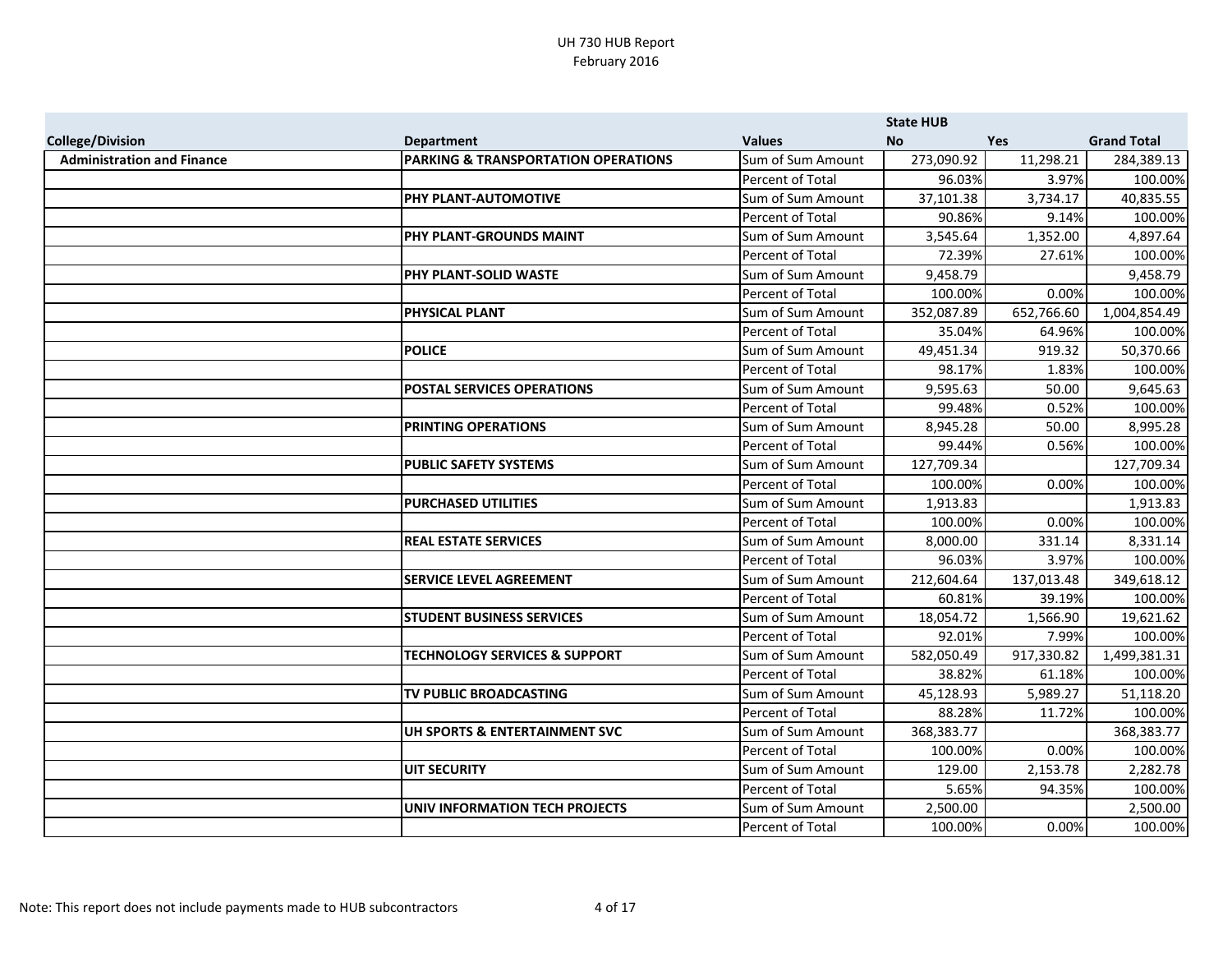UH 730 HUB Report
February 2016

| | | | State HUB | | |
|---|---|---|---|---|---|
| **College/Division** | **Department** | **Values** | **No** | **Yes** | **Grand Total** |
| **Administration and Finance** | **PARKING & TRANSPORTATION OPERATIONS** | Sum of Sum Amount | 273,090.92 | 11,298.21 | 284,389.13 |
| | | Percent of Total | 96.03% | 3.97% | 100.00% |
| | **PHY PLANT-AUTOMOTIVE** | Sum of Sum Amount | 37,101.38 | 3,734.17 | 40,835.55 |
| | | Percent of Total | 90.86% | 9.14% | 100.00% |
| | **PHY PLANT-GROUNDS MAINT** | Sum of Sum Amount | 3,545.64 | 1,352.00 | 4,897.64 |
| | | Percent of Total | 72.39% | 27.61% | 100.00% |
| | **PHY PLANT-SOLID WASTE** | Sum of Sum Amount | 9,458.79 | | 9,458.79 |
| | | Percent of Total | 100.00% | 0.00% | 100.00% |
| | **PHYSICAL PLANT** | Sum of Sum Amount | 352,087.89 | 652,766.60 | 1,004,854.49 |
| | | Percent of Total | 35.04% | 64.96% | 100.00% |
| | **POLICE** | Sum of Sum Amount | 49,451.34 | 919.32 | 50,370.66 |
| | | Percent of Total | 98.17% | 1.83% | 100.00% |
| | **POSTAL SERVICES OPERATIONS** | Sum of Sum Amount | 9,595.63 | 50.00 | 9,645.63 |
| | | Percent of Total | 99.48% | 0.52% | 100.00% |
| | **PRINTING OPERATIONS** | Sum of Sum Amount | 8,945.28 | 50.00 | 8,995.28 |
| | | Percent of Total | 99.44% | 0.56% | 100.00% |
| | **PUBLIC SAFETY SYSTEMS** | Sum of Sum Amount | 127,709.34 | | 127,709.34 |
| | | Percent of Total | 100.00% | 0.00% | 100.00% |
| | **PURCHASED UTILITIES** | Sum of Sum Amount | 1,913.83 | | 1,913.83 |
| | | Percent of Total | 100.00% | 0.00% | 100.00% |
| | **REAL ESTATE SERVICES** | Sum of Sum Amount | 8,000.00 | 331.14 | 8,331.14 |
| | | Percent of Total | 96.03% | 3.97% | 100.00% |
| | **SERVICE LEVEL AGREEMENT** | Sum of Sum Amount | 212,604.64 | 137,013.48 | 349,618.12 |
| | | Percent of Total | 60.81% | 39.19% | 100.00% |
| | **STUDENT BUSINESS SERVICES** | Sum of Sum Amount | 18,054.72 | 1,566.90 | 19,621.62 |
| | | Percent of Total | 92.01% | 7.99% | 100.00% |
| | **TECHNOLOGY SERVICES & SUPPORT** | Sum of Sum Amount | 582,050.49 | 917,330.82 | 1,499,381.31 |
| | | Percent of Total | 38.82% | 61.18% | 100.00% |
| | **TV PUBLIC BROADCASTING** | Sum of Sum Amount | 45,128.93 | 5,989.27 | 51,118.20 |
| | | Percent of Total | 88.28% | 11.72% | 100.00% |
| | **UH SPORTS & ENTERTAINMENT SVC** | Sum of Sum Amount | 368,383.77 | | 368,383.77 |
| | | Percent of Total | 100.00% | 0.00% | 100.00% |
| | **UIT SECURITY** | Sum of Sum Amount | 129.00 | 2,153.78 | 2,282.78 |
| | | Percent of Total | 5.65% | 94.35% | 100.00% |
| | **UNIV INFORMATION TECH PROJECTS** | Sum of Sum Amount | 2,500.00 | | 2,500.00 |
| | | Percent of Total | 100.00% | 0.00% | 100.00% |

Note: This report does not include payments made to HUB subcontractors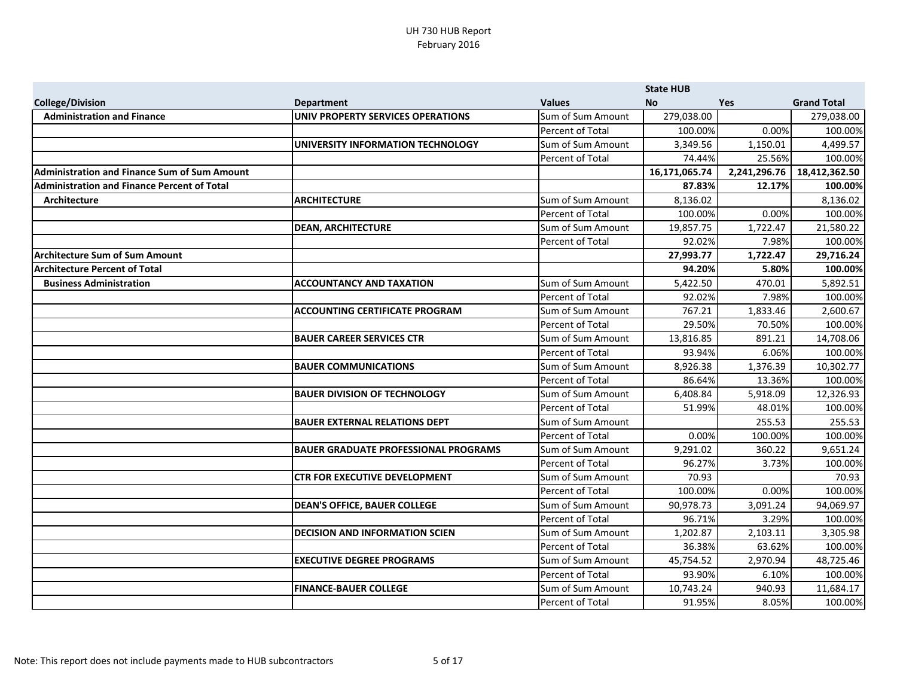UH 730 HUB Report
February 2016

| College/Division | Department | Values | State HUB No | Yes | Grand Total |
|---|---|---|---|---|---|
| **Administration and Finance** | **UNIV PROPERTY SERVICES OPERATIONS** | Sum of Sum Amount | 279,038.00 | | 279,038.00 |
| | | Percent of Total | 100.00% | 0.00% | 100.00% |
| | **UNIVERSITY INFORMATION TECHNOLOGY** | Sum of Sum Amount | 3,349.56 | 1,150.01 | 4,499.57 |
| | | Percent of Total | 74.44% | 25.56% | 100.00% |
| **Administration and Finance Sum of Sum Amount** | | | **16,171,065.74** | **2,241,296.76** | **18,412,362.50** |
| **Administration and Finance Percent of Total** | | | **87.83%** | **12.17%** | **100.00%** |
| **Architecture** | **ARCHITECTURE** | Sum of Sum Amount | 8,136.02 | | 8,136.02 |
| | | Percent of Total | 100.00% | 0.00% | 100.00% |
| | **DEAN, ARCHITECTURE** | Sum of Sum Amount | 19,857.75 | 1,722.47 | 21,580.22 |
| | | Percent of Total | 92.02% | 7.98% | 100.00% |
| **Architecture Sum of Sum Amount** | | | **27,993.77** | **1,722.47** | **29,716.24** |
| **Architecture Percent of Total** | | | **94.20%** | **5.80%** | **100.00%** |
| **Business Administration** | **ACCOUNTANCY AND TAXATION** | Sum of Sum Amount | 5,422.50 | 470.01 | 5,892.51 |
| | | Percent of Total | 92.02% | 7.98% | 100.00% |
| | **ACCOUNTING CERTIFICATE PROGRAM** | Sum of Sum Amount | 767.21 | 1,833.46 | 2,600.67 |
| | | Percent of Total | 29.50% | 70.50% | 100.00% |
| | **BAUER CAREER SERVICES CTR** | Sum of Sum Amount | 13,816.85 | 891.21 | 14,708.06 |
| | | Percent of Total | 93.94% | 6.06% | 100.00% |
| | **BAUER COMMUNICATIONS** | Sum of Sum Amount | 8,926.38 | 1,376.39 | 10,302.77 |
| | | Percent of Total | 86.64% | 13.36% | 100.00% |
| | **BAUER DIVISION OF TECHNOLOGY** | Sum of Sum Amount | 6,408.84 | 5,918.09 | 12,326.93 |
| | | Percent of Total | 51.99% | 48.01% | 100.00% |
| | **BAUER EXTERNAL RELATIONS DEPT** | Sum of Sum Amount | | 255.53 | 255.53 |
| | | Percent of Total | 0.00% | 100.00% | 100.00% |
| | **BAUER GRADUATE PROFESSIONAL PROGRAMS** | Sum of Sum Amount | 9,291.02 | 360.22 | 9,651.24 |
| | | Percent of Total | 96.27% | 3.73% | 100.00% |
| | **CTR FOR EXECUTIVE DEVELOPMENT** | Sum of Sum Amount | 70.93 | | 70.93 |
| | | Percent of Total | 100.00% | 0.00% | 100.00% |
| | **DEAN'S OFFICE, BAUER COLLEGE** | Sum of Sum Amount | 90,978.73 | 3,091.24 | 94,069.97 |
| | | Percent of Total | 96.71% | 3.29% | 100.00% |
| | **DECISION AND INFORMATION SCIEN** | Sum of Sum Amount | 1,202.87 | 2,103.11 | 3,305.98 |
| | | Percent of Total | 36.38% | 63.62% | 100.00% |
| | **EXECUTIVE DEGREE PROGRAMS** | Sum of Sum Amount | 45,754.52 | 2,970.94 | 48,725.46 |
| | | Percent of Total | 93.90% | 6.10% | 100.00% |
| | **FINANCE-BAUER COLLEGE** | Sum of Sum Amount | 10,743.24 | 940.93 | 11,684.17 |
| | | Percent of Total | 91.95% | 8.05% | 100.00% |

Note: This report does not include payments made to HUB subcontractors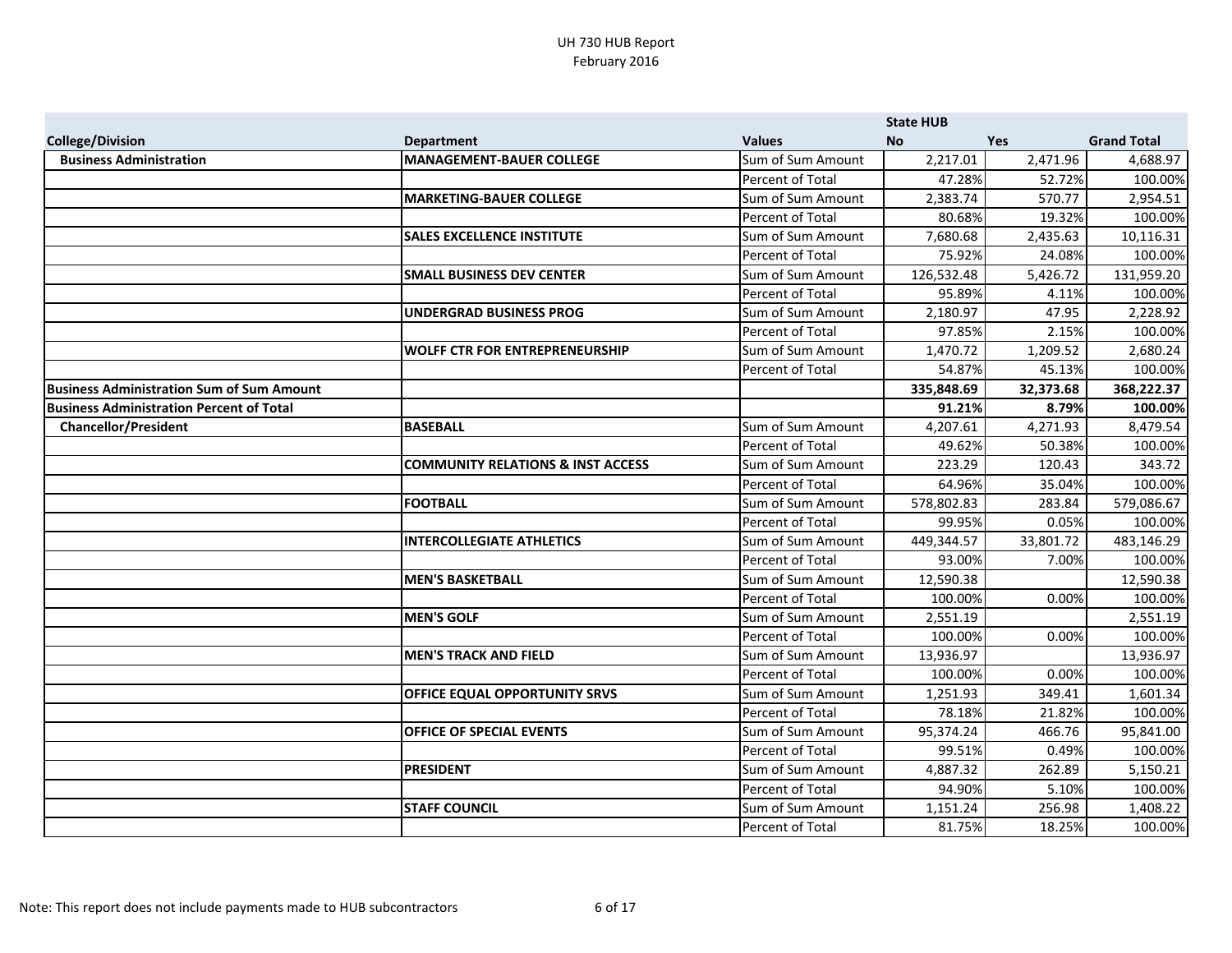UH 730 HUB Report
February 2016

| College/Division | Department | Values | State HUB No | Yes | Grand Total |
|---|---|---|---|---|---|
| **Business Administration** | **MANAGEMENT-BAUER COLLEGE** | Sum of Sum Amount | 2,217.01 | 2,471.96 | 4,688.97 |
| | | Percent of Total | 47.28% | 52.72% | 100.00% |
| | **MARKETING-BAUER COLLEGE** | Sum of Sum Amount | 2,383.74 | 570.77 | 2,954.51 |
| | | Percent of Total | 80.68% | 19.32% | 100.00% |
| | **SALES EXCELLENCE INSTITUTE** | Sum of Sum Amount | 7,680.68 | 2,435.63 | 10,116.31 |
| | | Percent of Total | 75.92% | 24.08% | 100.00% |
| | **SMALL BUSINESS DEV CENTER** | Sum of Sum Amount | 126,532.48 | 5,426.72 | 131,959.20 |
| | | Percent of Total | 95.89% | 4.11% | 100.00% |
| | **UNDERGRAD BUSINESS PROG** | Sum of Sum Amount | 2,180.97 | 47.95 | 2,228.92 |
| | | Percent of Total | 97.85% | 2.15% | 100.00% |
| | **WOLFF CTR FOR ENTREPRENEURSHIP** | Sum of Sum Amount | 1,470.72 | 1,209.52 | 2,680.24 |
| | | Percent of Total | 54.87% | 45.13% | 100.00% |
| **Business Administration Sum of Sum Amount** | | | **335,848.69** | **32,373.68** | **368,222.37** |
| **Business Administration Percent of Total** | | | **91.21%** | **8.79%** | **100.00%** |
| **Chancellor/President** | **BASEBALL** | Sum of Sum Amount | 4,207.61 | 4,271.93 | 8,479.54 |
| | | Percent of Total | 49.62% | 50.38% | 100.00% |
| | **COMMUNITY RELATIONS & INST ACCESS** | Sum of Sum Amount | 223.29 | 120.43 | 343.72 |
| | | Percent of Total | 64.96% | 35.04% | 100.00% |
| | **FOOTBALL** | Sum of Sum Amount | 578,802.83 | 283.84 | 579,086.67 |
| | | Percent of Total | 99.95% | 0.05% | 100.00% |
| | **INTERCOLLEGIATE ATHLETICS** | Sum of Sum Amount | 449,344.57 | 33,801.72 | 483,146.29 |
| | | Percent of Total | 93.00% | 7.00% | 100.00% |
| | **MEN'S BASKETBALL** | Sum of Sum Amount | 12,590.38 | | 12,590.38 |
| | | Percent of Total | 100.00% | 0.00% | 100.00% |
| | **MEN'S GOLF** | Sum of Sum Amount | 2,551.19 | | 2,551.19 |
| | | Percent of Total | 100.00% | 0.00% | 100.00% |
| | **MEN'S TRACK AND FIELD** | Sum of Sum Amount | 13,936.97 | | 13,936.97 |
| | | Percent of Total | 100.00% | 0.00% | 100.00% |
| | **OFFICE EQUAL OPPORTUNITY SRVS** | Sum of Sum Amount | 1,251.93 | 349.41 | 1,601.34 |
| | | Percent of Total | 78.18% | 21.82% | 100.00% |
| | **OFFICE OF SPECIAL EVENTS** | Sum of Sum Amount | 95,374.24 | 466.76 | 95,841.00 |
| | | Percent of Total | 99.51% | 0.49% | 100.00% |
| | **PRESIDENT** | Sum of Sum Amount | 4,887.32 | 262.89 | 5,150.21 |
| | | Percent of Total | 94.90% | 5.10% | 100.00% |
| | **STAFF COUNCIL** | Sum of Sum Amount | 1,151.24 | 256.98 | 1,408.22 |
| | | Percent of Total | 81.75% | 18.25% | 100.00% |

Note: This report does not include payments made to HUB subcontractors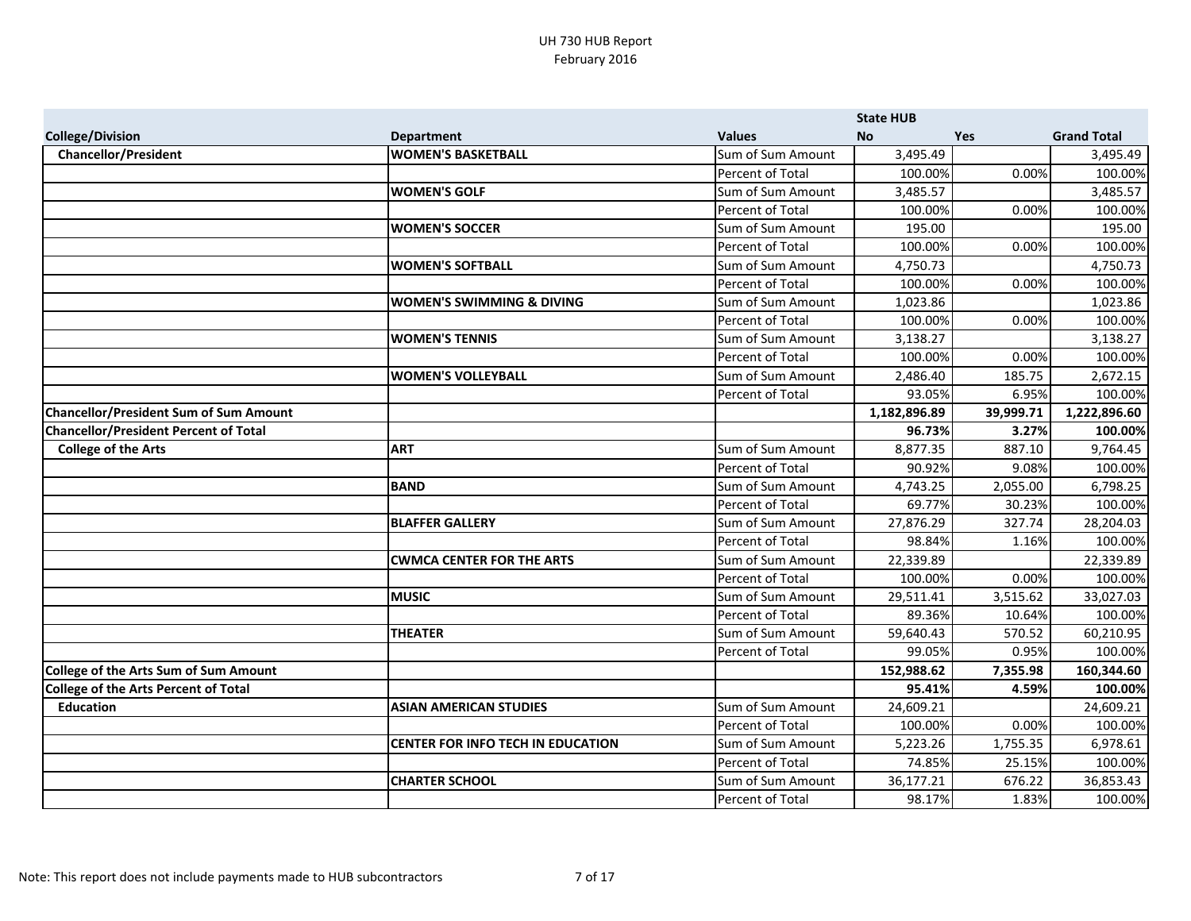UH 730 HUB Report
February 2016

| College/Division | Department | Values | State HUB No | Yes | Grand Total |
|---|---|---|---|---|---|
| **Chancellor/President** | **WOMEN'S BASKETBALL** | Sum of Sum Amount | 3,495.49 | | 3,495.49 |
| | | Percent of Total | 100.00% | 0.00% | 100.00% |
| | **WOMEN'S GOLF** | Sum of Sum Amount | 3,485.57 | | 3,485.57 |
| | | Percent of Total | 100.00% | 0.00% | 100.00% |
| | **WOMEN'S SOCCER** | Sum of Sum Amount | 195.00 | | 195.00 |
| | | Percent of Total | 100.00% | 0.00% | 100.00% |
| | **WOMEN'S SOFTBALL** | Sum of Sum Amount | 4,750.73 | | 4,750.73 |
| | | Percent of Total | 100.00% | 0.00% | 100.00% |
| | **WOMEN'S SWIMMING & DIVING** | Sum of Sum Amount | 1,023.86 | | 1,023.86 |
| | | Percent of Total | 100.00% | 0.00% | 100.00% |
| | **WOMEN'S TENNIS** | Sum of Sum Amount | 3,138.27 | | 3,138.27 |
| | | Percent of Total | 100.00% | 0.00% | 100.00% |
| | **WOMEN'S VOLLEYBALL** | Sum of Sum Amount | 2,486.40 | 185.75 | 2,672.15 |
| | | Percent of Total | 93.05% | 6.95% | 100.00% |
| **Chancellor/President Sum of Sum Amount** | | | **1,182,896.89** | **39,999.71** | **1,222,896.60** |
| **Chancellor/President Percent of Total** | | | **96.73%** | **3.27%** | **100.00%** |
| **College of the Arts** | **ART** | Sum of Sum Amount | 8,877.35 | 887.10 | 9,764.45 |
| | | Percent of Total | 90.92% | 9.08% | 100.00% |
| | **BAND** | Sum of Sum Amount | 4,743.25 | 2,055.00 | 6,798.25 |
| | | Percent of Total | 69.77% | 30.23% | 100.00% |
| | **BLAFFER GALLERY** | Sum of Sum Amount | 27,876.29 | 327.74 | 28,204.03 |
| | | Percent of Total | 98.84% | 1.16% | 100.00% |
| | **CWMCA CENTER FOR THE ARTS** | Sum of Sum Amount | 22,339.89 | | 22,339.89 |
| | | Percent of Total | 100.00% | 0.00% | 100.00% |
| | **MUSIC** | Sum of Sum Amount | 29,511.41 | 3,515.62 | 33,027.03 |
| | | Percent of Total | 89.36% | 10.64% | 100.00% |
| | **THEATER** | Sum of Sum Amount | 59,640.43 | 570.52 | 60,210.95 |
| | | Percent of Total | 99.05% | 0.95% | 100.00% |
| **College of the Arts Sum of Sum Amount** | | | **152,988.62** | **7,355.98** | **160,344.60** |
| **College of the Arts Percent of Total** | | | **95.41%** | **4.59%** | **100.00%** |
| **Education** | **ASIAN AMERICAN STUDIES** | Sum of Sum Amount | 24,609.21 | | 24,609.21 |
| | | Percent of Total | 100.00% | 0.00% | 100.00% |
| | **CENTER FOR INFO TECH IN EDUCATION** | Sum of Sum Amount | 5,223.26 | 1,755.35 | 6,978.61 |
| | | Percent of Total | 74.85% | 25.15% | 100.00% |
| | **CHARTER SCHOOL** | Sum of Sum Amount | 36,177.21 | 676.22 | 36,853.43 |
| | | Percent of Total | 98.17% | 1.83% | 100.00% |

Note: This report does not include payments made to HUB subcontractors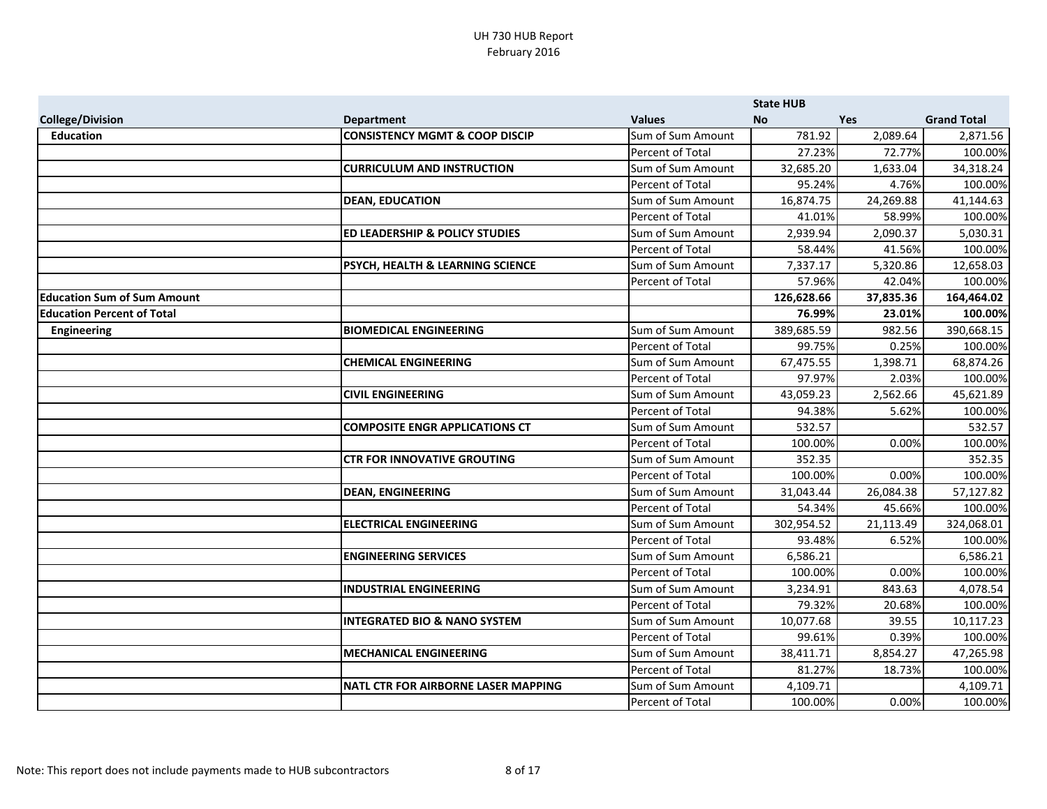UH 730 HUB Report
February 2016

| College/Division | Department | Values | State HUB No | Yes | Grand Total |
|---|---|---|---|---|---|
| **Education** | **CONSISTENCY MGMT & COOP DISCIP** | Sum of Sum Amount | 781.92 | 2,089.64 | 2,871.56 |
| | | Percent of Total | 27.23% | 72.77% | 100.00% |
| | **CURRICULUM AND INSTRUCTION** | Sum of Sum Amount | 32,685.20 | 1,633.04 | 34,318.24 |
| | | Percent of Total | 95.24% | 4.76% | 100.00% |
| | **DEAN, EDUCATION** | Sum of Sum Amount | 16,874.75 | 24,269.88 | 41,144.63 |
| | | Percent of Total | 41.01% | 58.99% | 100.00% |
| | **ED LEADERSHIP & POLICY STUDIES** | Sum of Sum Amount | 2,939.94 | 2,090.37 | 5,030.31 |
| | | Percent of Total | 58.44% | 41.56% | 100.00% |
| | **PSYCH, HEALTH & LEARNING SCIENCE** | Sum of Sum Amount | 7,337.17 | 5,320.86 | 12,658.03 |
| | | Percent of Total | 57.96% | 42.04% | 100.00% |
| **Education Sum of Sum Amount** | | | **126,628.66** | **37,835.36** | **164,464.02** |
| **Education Percent of Total** | | | **76.99%** | **23.01%** | **100.00%** |
| **Engineering** | **BIOMEDICAL ENGINEERING** | Sum of Sum Amount | 389,685.59 | 982.56 | 390,668.15 |
| | | Percent of Total | 99.75% | 0.25% | 100.00% |
| | **CHEMICAL ENGINEERING** | Sum of Sum Amount | 67,475.55 | 1,398.71 | 68,874.26 |
| | | Percent of Total | 97.97% | 2.03% | 100.00% |
| | **CIVIL ENGINEERING** | Sum of Sum Amount | 43,059.23 | 2,562.66 | 45,621.89 |
| | | Percent of Total | 94.38% | 5.62% | 100.00% |
| | **COMPOSITE ENGR APPLICATIONS CT** | Sum of Sum Amount | 532.57 | | 532.57 |
| | | Percent of Total | 100.00% | 0.00% | 100.00% |
| | **CTR FOR INNOVATIVE GROUTING** | Sum of Sum Amount | 352.35 | | 352.35 |
| | | Percent of Total | 100.00% | 0.00% | 100.00% |
| | **DEAN, ENGINEERING** | Sum of Sum Amount | 31,043.44 | 26,084.38 | 57,127.82 |
| | | Percent of Total | 54.34% | 45.66% | 100.00% |
| | **ELECTRICAL ENGINEERING** | Sum of Sum Amount | 302,954.52 | 21,113.49 | 324,068.01 |
| | | Percent of Total | 93.48% | 6.52% | 100.00% |
| | **ENGINEERING SERVICES** | Sum of Sum Amount | 6,586.21 | | 6,586.21 |
| | | Percent of Total | 100.00% | 0.00% | 100.00% |
| | **INDUSTRIAL ENGINEERING** | Sum of Sum Amount | 3,234.91 | 843.63 | 4,078.54 |
| | | Percent of Total | 79.32% | 20.68% | 100.00% |
| | **INTEGRATED BIO & NANO SYSTEM** | Sum of Sum Amount | 10,077.68 | 39.55 | 10,117.23 |
| | | Percent of Total | 99.61% | 0.39% | 100.00% |
| | **MECHANICAL ENGINEERING** | Sum of Sum Amount | 38,411.71 | 8,854.27 | 47,265.98 |
| | | Percent of Total | 81.27% | 18.73% | 100.00% |
| | **NATL CTR FOR AIRBORNE LASER MAPPING** | Sum of Sum Amount | 4,109.71 | | 4,109.71 |
| | | Percent of Total | 100.00% | 0.00% | 100.00% |

Note: This report does not include payments made to HUB subcontractors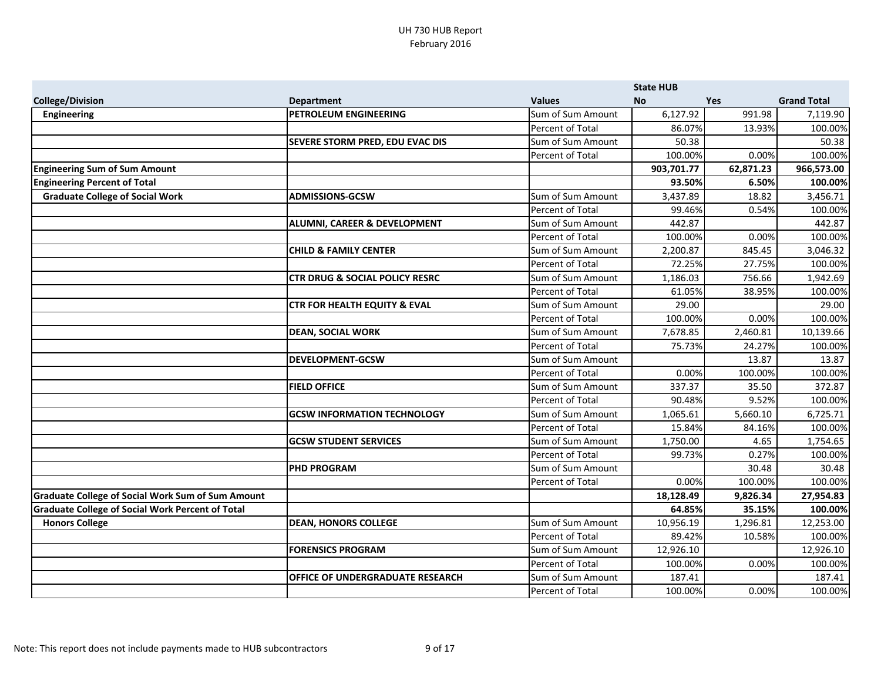UH 730 HUB Report
February 2016

| College/Division | Department | Values | State HUB No | Yes | Grand Total |
|---|---|---|---|---|---|
| Engineering | PETROLEUM ENGINEERING | Sum of Sum Amount | 6,127.92 | 991.98 | 7,119.90 |
| | | Percent of Total | 86.07% | 13.93% | 100.00% |
| | SEVERE STORM PRED, EDU EVAC DIS | Sum of Sum Amount | 50.38 | | 50.38 |
| | | Percent of Total | 100.00% | 0.00% | 100.00% |
| **Engineering Sum of Sum Amount** | | | **903,701.77** | **62,871.23** | **966,573.00** |
| **Engineering Percent of Total** | | | **93.50%** | **6.50%** | **100.00%** |
| Graduate College of Social Work | ADMISSIONS-GCSW | Sum of Sum Amount | 3,437.89 | 18.82 | 3,456.71 |
| | | Percent of Total | 99.46% | 0.54% | 100.00% |
| | ALUMNI, CAREER & DEVELOPMENT | Sum of Sum Amount | 442.87 | | 442.87 |
| | | Percent of Total | 100.00% | 0.00% | 100.00% |
| | CHILD & FAMILY CENTER | Sum of Sum Amount | 2,200.87 | 845.45 | 3,046.32 |
| | | Percent of Total | 72.25% | 27.75% | 100.00% |
| | CTR DRUG & SOCIAL POLICY RESRC | Sum of Sum Amount | 1,186.03 | 756.66 | 1,942.69 |
| | | Percent of Total | 61.05% | 38.95% | 100.00% |
| | CTR FOR HEALTH EQUITY & EVAL | Sum of Sum Amount | 29.00 | | 29.00 |
| | | Percent of Total | 100.00% | 0.00% | 100.00% |
| | DEAN, SOCIAL WORK | Sum of Sum Amount | 7,678.85 | 2,460.81 | 10,139.66 |
| | | Percent of Total | 75.73% | 24.27% | 100.00% |
| | DEVELOPMENT-GCSW | Sum of Sum Amount | | 13.87 | 13.87 |
| | | Percent of Total | 0.00% | 100.00% | 100.00% |
| | FIELD OFFICE | Sum of Sum Amount | 337.37 | 35.50 | 372.87 |
| | | Percent of Total | 90.48% | 9.52% | 100.00% |
| | GCSW INFORMATION TECHNOLOGY | Sum of Sum Amount | 1,065.61 | 5,660.10 | 6,725.71 |
| | | Percent of Total | 15.84% | 84.16% | 100.00% |
| | GCSW STUDENT SERVICES | Sum of Sum Amount | 1,750.00 | 4.65 | 1,754.65 |
| | | Percent of Total | 99.73% | 0.27% | 100.00% |
| | PHD PROGRAM | Sum of Sum Amount | | 30.48 | 30.48 |
| | | Percent of Total | 0.00% | 100.00% | 100.00% |
| **Graduate College of Social Work Sum of Sum Amount** | | | **18,128.49** | **9,826.34** | **27,954.83** |
| **Graduate College of Social Work Percent of Total** | | | **64.85%** | **35.15%** | **100.00%** |
| Honors College | DEAN, HONORS COLLEGE | Sum of Sum Amount | 10,956.19 | 1,296.81 | 12,253.00 |
| | | Percent of Total | 89.42% | 10.58% | 100.00% |
| | FORENSICS PROGRAM | Sum of Sum Amount | 12,926.10 | | 12,926.10 |
| | | Percent of Total | 100.00% | 0.00% | 100.00% |
| | OFFICE OF UNDERGRADUATE RESEARCH | Sum of Sum Amount | 187.41 | | 187.41 |
| | | Percent of Total | 100.00% | 0.00% | 100.00% |

Note: This report does not include payments made to HUB subcontractors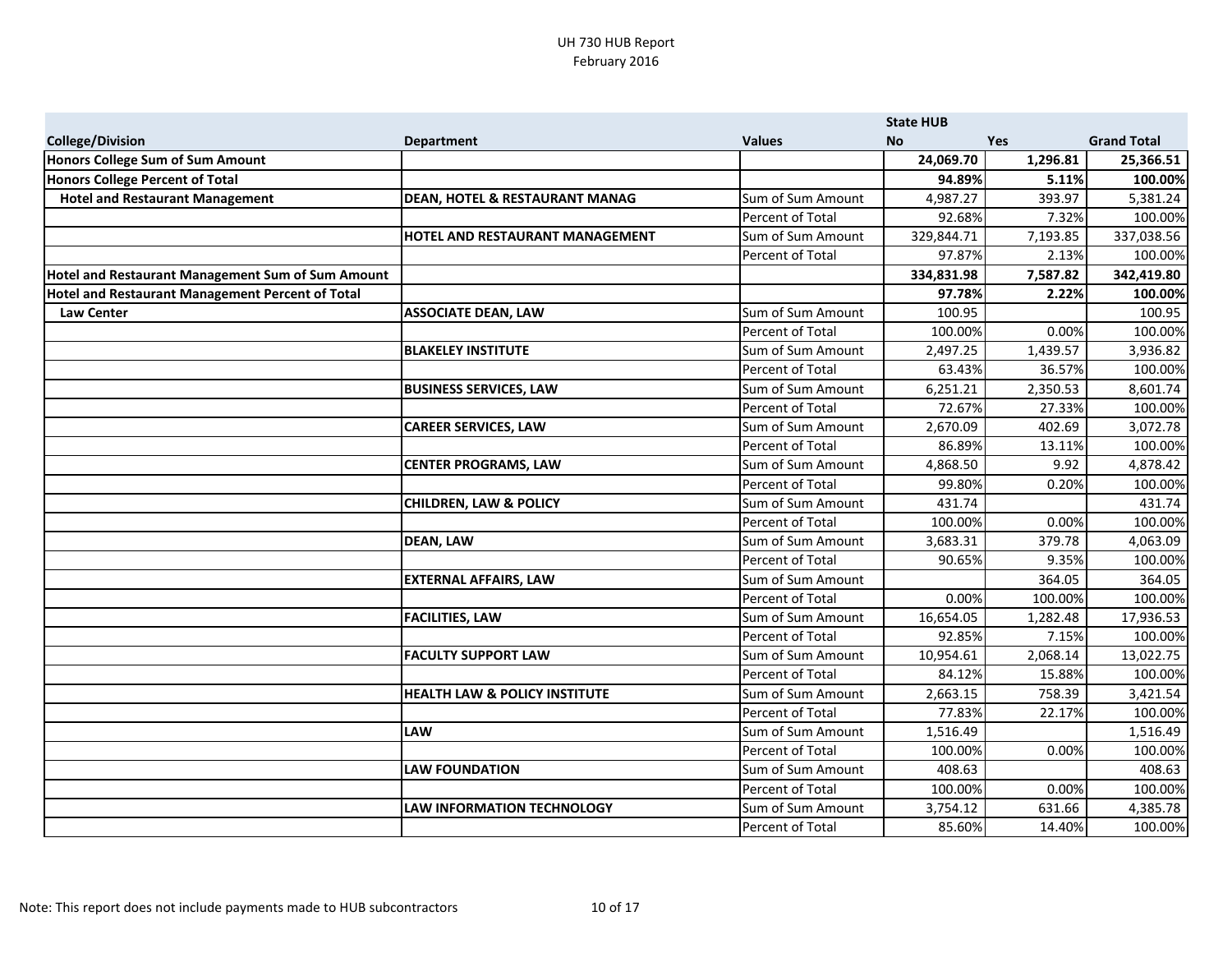UH 730 HUB Report
February 2016

| College/Division | Department | Values | State HUB No | Yes | Grand Total |
|---|---|---|---|---|---|
| **Honors College Sum of Sum Amount** | | | **24,069.70** | **1,296.81** | **25,366.51** |
| **Honors College Percent of Total** | | | **94.89%** | **5.11%** | **100.00%** |
| **Hotel and Restaurant Management** | **DEAN, HOTEL & RESTAURANT MANAG** | Sum of Sum Amount | 4,987.27 | 393.97 | 5,381.24 |
| | | Percent of Total | 92.68% | 7.32% | 100.00% |
| | **HOTEL AND RESTAURANT MANAGEMENT** | Sum of Sum Amount | 329,844.71 | 7,193.85 | 337,038.56 |
| | | Percent of Total | 97.87% | 2.13% | 100.00% |
| **Hotel and Restaurant Management Sum of Sum Amount** | | | **334,831.98** | **7,587.82** | **342,419.80** |
| **Hotel and Restaurant Management Percent of Total** | | | **97.78%** | **2.22%** | **100.00%** |
| **Law Center** | **ASSOCIATE DEAN, LAW** | Sum of Sum Amount | 100.95 | | 100.95 |
| | | Percent of Total | 100.00% | 0.00% | 100.00% |
| | **BLAKELEY INSTITUTE** | Sum of Sum Amount | 2,497.25 | 1,439.57 | 3,936.82 |
| | | Percent of Total | 63.43% | 36.57% | 100.00% |
| | **BUSINESS SERVICES, LAW** | Sum of Sum Amount | 6,251.21 | 2,350.53 | 8,601.74 |
| | | Percent of Total | 72.67% | 27.33% | 100.00% |
| | **CAREER SERVICES, LAW** | Sum of Sum Amount | 2,670.09 | 402.69 | 3,072.78 |
| | | Percent of Total | 86.89% | 13.11% | 100.00% |
| | **CENTER PROGRAMS, LAW** | Sum of Sum Amount | 4,868.50 | 9.92 | 4,878.42 |
| | | Percent of Total | 99.80% | 0.20% | 100.00% |
| | **CHILDREN, LAW & POLICY** | Sum of Sum Amount | 431.74 | | 431.74 |
| | | Percent of Total | 100.00% | 0.00% | 100.00% |
| | **DEAN, LAW** | Sum of Sum Amount | 3,683.31 | 379.78 | 4,063.09 |
| | | Percent of Total | 90.65% | 9.35% | 100.00% |
| | **EXTERNAL AFFAIRS, LAW** | Sum of Sum Amount | | 364.05 | 364.05 |
| | | Percent of Total | 0.00% | 100.00% | 100.00% |
| | **FACILITIES, LAW** | Sum of Sum Amount | 16,654.05 | 1,282.48 | 17,936.53 |
| | | Percent of Total | 92.85% | 7.15% | 100.00% |
| | **FACULTY SUPPORT LAW** | Sum of Sum Amount | 10,954.61 | 2,068.14 | 13,022.75 |
| | | Percent of Total | 84.12% | 15.88% | 100.00% |
| | **HEALTH LAW & POLICY INSTITUTE** | Sum of Sum Amount | 2,663.15 | 758.39 | 3,421.54 |
| | | Percent of Total | 77.83% | 22.17% | 100.00% |
| | **LAW** | Sum of Sum Amount | 1,516.49 | | 1,516.49 |
| | | Percent of Total | 100.00% | 0.00% | 100.00% |
| | **LAW FOUNDATION** | Sum of Sum Amount | 408.63 | | 408.63 |
| | | Percent of Total | 100.00% | 0.00% | 100.00% |
| | **LAW INFORMATION TECHNOLOGY** | Sum of Sum Amount | 3,754.12 | 631.66 | 4,385.78 |
| | | Percent of Total | 85.60% | 14.40% | 100.00% |

Note: This report does not include payments made to HUB subcontractors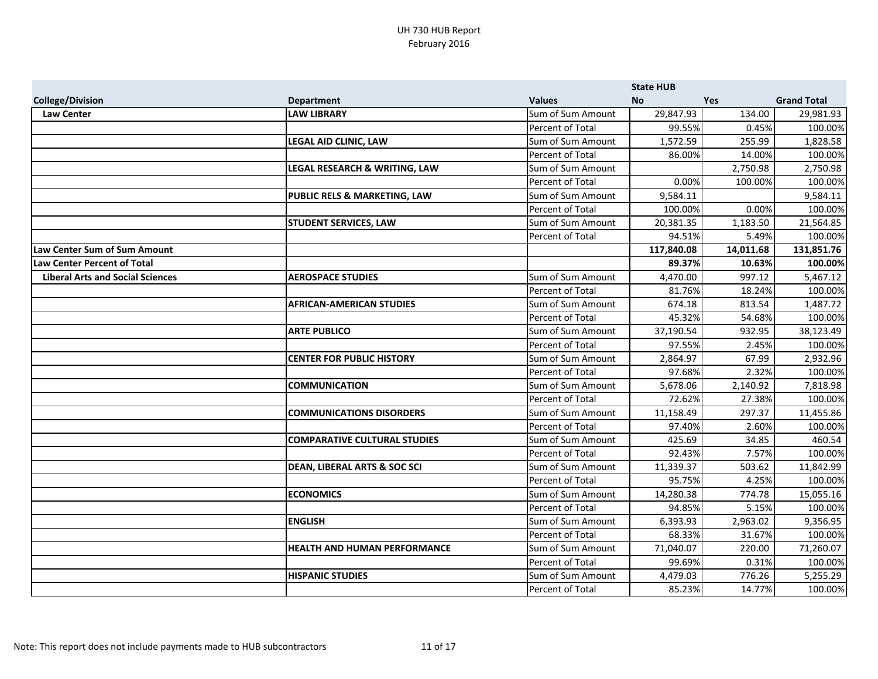UH 730 HUB Report
February 2016

| College/Division | Department | Values | State HUB No | Yes | Grand Total |
|---|---|---|---|---|---|
| **Law Center** | **LAW LIBRARY** | Sum of Sum Amount | 29,847.93 | 134.00 | 29,981.93 |
| | | Percent of Total | 99.55% | 0.45% | 100.00% |
| | **LEGAL AID CLINIC, LAW** | Sum of Sum Amount | 1,572.59 | 255.99 | 1,828.58 |
| | | Percent of Total | 86.00% | 14.00% | 100.00% |
| | **LEGAL RESEARCH & WRITING, LAW** | Sum of Sum Amount | | 2,750.98 | 2,750.98 |
| | | Percent of Total | 0.00% | 100.00% | 100.00% |
| | **PUBLIC RELS & MARKETING, LAW** | Sum of Sum Amount | 9,584.11 | | 9,584.11 |
| | | Percent of Total | 100.00% | 0.00% | 100.00% |
| | **STUDENT SERVICES, LAW** | Sum of Sum Amount | 20,381.35 | 1,183.50 | 21,564.85 |
| | | Percent of Total | 94.51% | 5.49% | 100.00% |
| **Law Center Sum of Sum Amount** | | | **117,840.08** | **14,011.68** | **131,851.76** |
| **Law Center Percent of Total** | | | **89.37%** | **10.63%** | **100.00%** |
| **Liberal Arts and Social Sciences** | **AEROSPACE STUDIES** | Sum of Sum Amount | 4,470.00 | 997.12 | 5,467.12 |
| | | Percent of Total | 81.76% | 18.24% | 100.00% |
| | **AFRICAN-AMERICAN STUDIES** | Sum of Sum Amount | 674.18 | 813.54 | 1,487.72 |
| | | Percent of Total | 45.32% | 54.68% | 100.00% |
| | **ARTE PUBLICO** | Sum of Sum Amount | 37,190.54 | 932.95 | 38,123.49 |
| | | Percent of Total | 97.55% | 2.45% | 100.00% |
| | **CENTER FOR PUBLIC HISTORY** | Sum of Sum Amount | 2,864.97 | 67.99 | 2,932.96 |
| | | Percent of Total | 97.68% | 2.32% | 100.00% |
| | **COMMUNICATION** | Sum of Sum Amount | 5,678.06 | 2,140.92 | 7,818.98 |
| | | Percent of Total | 72.62% | 27.38% | 100.00% |
| | **COMMUNICATIONS DISORDERS** | Sum of Sum Amount | 11,158.49 | 297.37 | 11,455.86 |
| | | Percent of Total | 97.40% | 2.60% | 100.00% |
| | **COMPARATIVE CULTURAL STUDIES** | Sum of Sum Amount | 425.69 | 34.85 | 460.54 |
| | | Percent of Total | 92.43% | 7.57% | 100.00% |
| | **DEAN, LIBERAL ARTS & SOC SCI** | Sum of Sum Amount | 11,339.37 | 503.62 | 11,842.99 |
| | | Percent of Total | 95.75% | 4.25% | 100.00% |
| | **ECONOMICS** | Sum of Sum Amount | 14,280.38 | 774.78 | 15,055.16 |
| | | Percent of Total | 94.85% | 5.15% | 100.00% |
| | **ENGLISH** | Sum of Sum Amount | 6,393.93 | 2,963.02 | 9,356.95 |
| | | Percent of Total | 68.33% | 31.67% | 100.00% |
| | **HEALTH AND HUMAN PERFORMANCE** | Sum of Sum Amount | 71,040.07 | 220.00 | 71,260.07 |
| | | Percent of Total | 99.69% | 0.31% | 100.00% |
| | **HISPANIC STUDIES** | Sum of Sum Amount | 4,479.03 | 776.26 | 5,255.29 |
| | | Percent of Total | 85.23% | 14.77% | 100.00% |

Note: This report does not include payments made to HUB subcontractors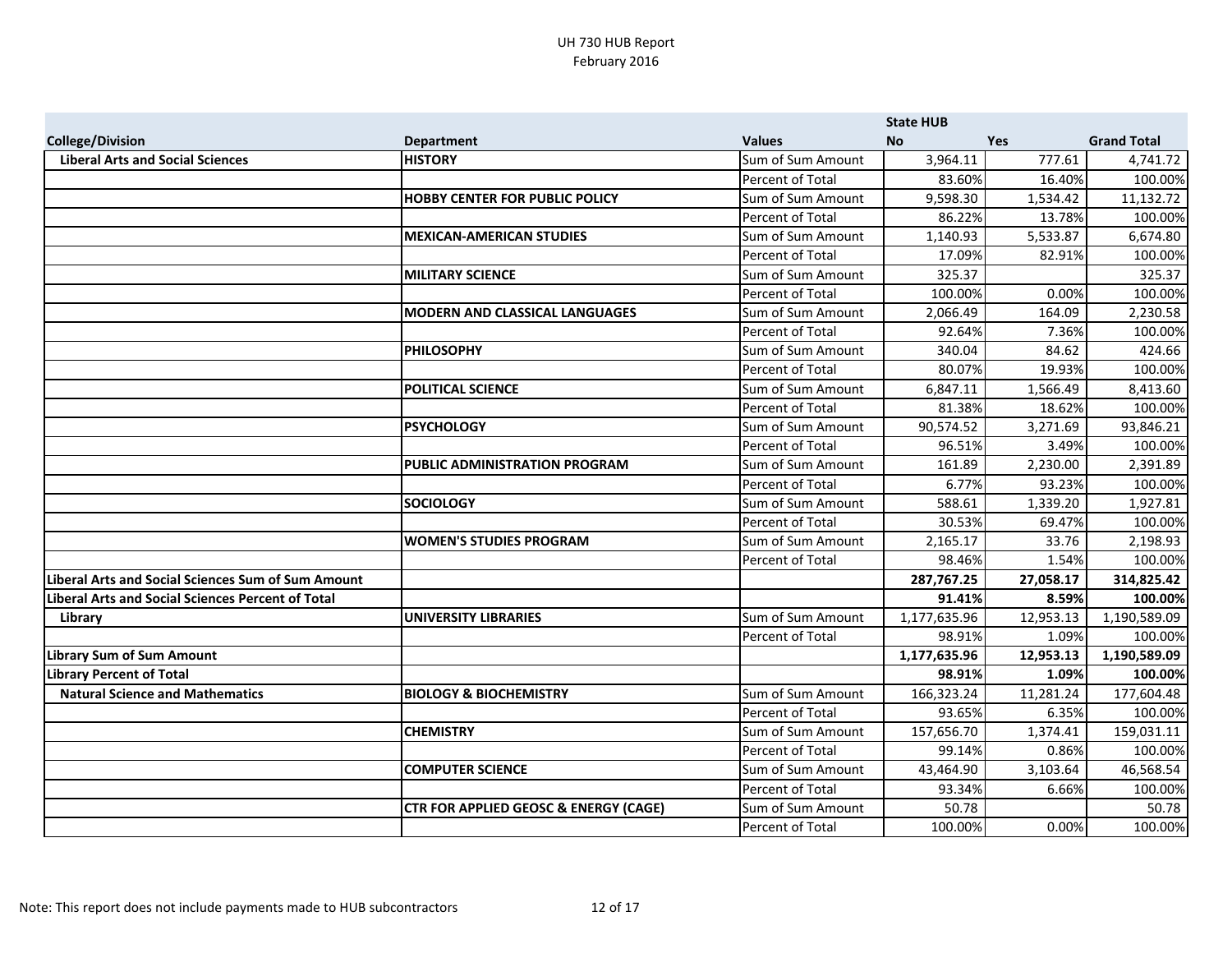# UH 730 HUB Report
February 2016

| College/Division | Department | Values | State HUB No | Yes | Grand Total |
|---|---|---|---|---|---|
| **Liberal Arts and Social Sciences** | **HISTORY** | Sum of Sum Amount | 3,964.11 | 777.61 | 4,741.72 |
| | | Percent of Total | 83.60% | 16.40% | 100.00% |
| | **HOBBY CENTER FOR PUBLIC POLICY** | Sum of Sum Amount | 9,598.30 | 1,534.42 | 11,132.72 |
| | | Percent of Total | 86.22% | 13.78% | 100.00% |
| | **MEXICAN-AMERICAN STUDIES** | Sum of Sum Amount | 1,140.93 | 5,533.87 | 6,674.80 |
| | | Percent of Total | 17.09% | 82.91% | 100.00% |
| | **MILITARY SCIENCE** | Sum of Sum Amount | 325.37 | | 325.37 |
| | | Percent of Total | 100.00% | 0.00% | 100.00% |
| | **MODERN AND CLASSICAL LANGUAGES** | Sum of Sum Amount | 2,066.49 | 164.09 | 2,230.58 |
| | | Percent of Total | 92.64% | 7.36% | 100.00% |
| | **PHILOSOPHY** | Sum of Sum Amount | 340.04 | 84.62 | 424.66 |
| | | Percent of Total | 80.07% | 19.93% | 100.00% |
| | **POLITICAL SCIENCE** | Sum of Sum Amount | 6,847.11 | 1,566.49 | 8,413.60 |
| | | Percent of Total | 81.38% | 18.62% | 100.00% |
| | **PSYCHOLOGY** | Sum of Sum Amount | 90,574.52 | 3,271.69 | 93,846.21 |
| | | Percent of Total | 96.51% | 3.49% | 100.00% |
| | **PUBLIC ADMINISTRATION PROGRAM** | Sum of Sum Amount | 161.89 | 2,230.00 | 2,391.89 |
| | | Percent of Total | 6.77% | 93.23% | 100.00% |
| | **SOCIOLOGY** | Sum of Sum Amount | 588.61 | 1,339.20 | 1,927.81 |
| | | Percent of Total | 30.53% | 69.47% | 100.00% |
| | **WOMEN'S STUDIES PROGRAM** | Sum of Sum Amount | 2,165.17 | 33.76 | 2,198.93 |
| | | Percent of Total | 98.46% | 1.54% | 100.00% |
| **Liberal Arts and Social Sciences Sum of Sum Amount** | | | **287,767.25** | **27,058.17** | **314,825.42** |
| **Liberal Arts and Social Sciences Percent of Total** | | | **91.41%** | **8.59%** | **100.00%** |
| **Library** | **UNIVERSITY LIBRARIES** | Sum of Sum Amount | 1,177,635.96 | 12,953.13 | 1,190,589.09 |
| | | Percent of Total | 98.91% | 1.09% | 100.00% |
| **Library Sum of Sum Amount** | | | **1,177,635.96** | **12,953.13** | **1,190,589.09** |
| **Library Percent of Total** | | | **98.91%** | **1.09%** | **100.00%** |
| **Natural Science and Mathematics** | **BIOLOGY & BIOCHEMISTRY** | Sum of Sum Amount | 166,323.24 | 11,281.24 | 177,604.48 |
| | | Percent of Total | 93.65% | 6.35% | 100.00% |
| | **CHEMISTRY** | Sum of Sum Amount | 157,656.70 | 1,374.41 | 159,031.11 |
| | | Percent of Total | 99.14% | 0.86% | 100.00% |
| | **COMPUTER SCIENCE** | Sum of Sum Amount | 43,464.90 | 3,103.64 | 46,568.54 |
| | | Percent of Total | 93.34% | 6.66% | 100.00% |
| | **CTR FOR APPLIED GEOSC & ENERGY (CAGE)** | Sum of Sum Amount | 50.78 | | 50.78 |
| | | Percent of Total | 100.00% | 0.00% | 100.00% |

Note: This report does not include payments made to HUB subcontractors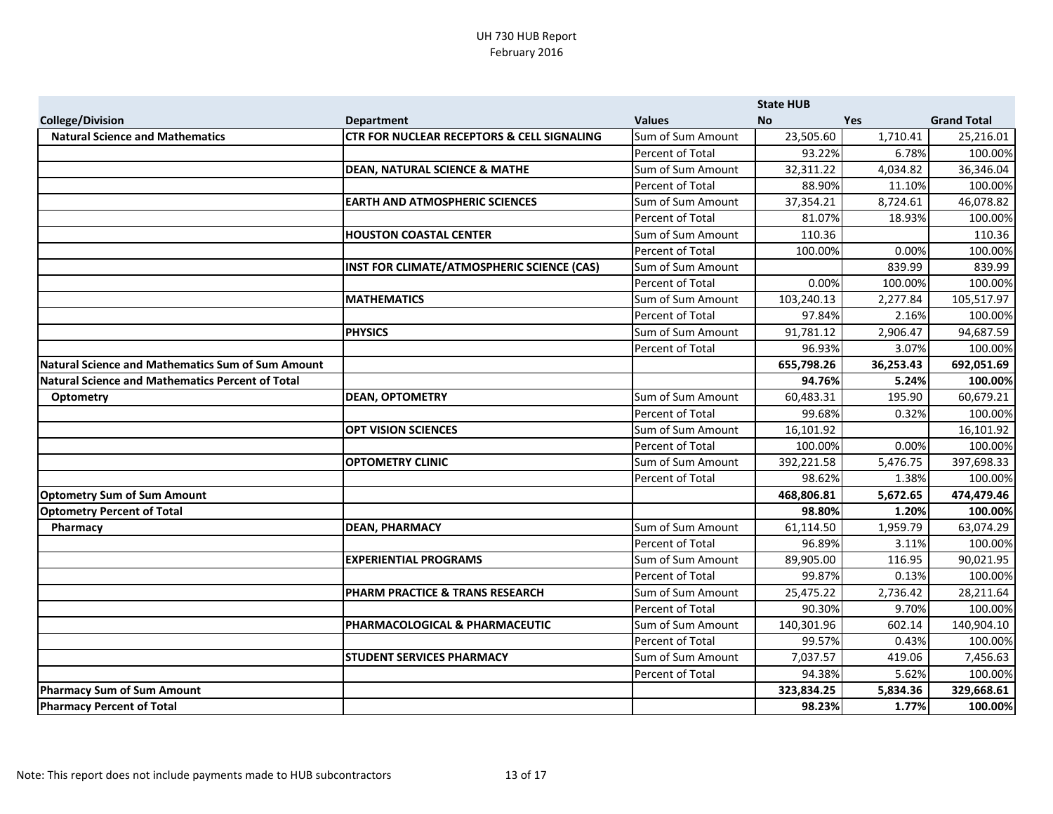UH 730 HUB Report
February 2016

| | | | State HUB | | |
|---|---|---|---|---|---|
| **College/Division** | **Department** | **Values** | **No** | **Yes** | **Grand Total** |
| **Natural Science and Mathematics** | **CTR FOR NUCLEAR RECEPTORS & CELL SIGNALING** | Sum of Sum Amount | 23,505.60 | 1,710.41 | 25,216.01 |
| | | Percent of Total | 93.22% | 6.78% | 100.00% |
| | **DEAN, NATURAL SCIENCE & MATHE** | Sum of Sum Amount | 32,311.22 | 4,034.82 | 36,346.04 |
| | | Percent of Total | 88.90% | 11.10% | 100.00% |
| | **EARTH AND ATMOSPHERIC SCIENCES** | Sum of Sum Amount | 37,354.21 | 8,724.61 | 46,078.82 |
| | | Percent of Total | 81.07% | 18.93% | 100.00% |
| | **HOUSTON COASTAL CENTER** | Sum of Sum Amount | 110.36 | | 110.36 |
| | | Percent of Total | 100.00% | 0.00% | 100.00% |
| | **INST FOR CLIMATE/ATMOSPHERIC SCIENCE (CAS)** | Sum of Sum Amount | | 839.99 | 839.99 |
| | | Percent of Total | 0.00% | 100.00% | 100.00% |
| | **MATHEMATICS** | Sum of Sum Amount | 103,240.13 | 2,277.84 | 105,517.97 |
| | | Percent of Total | 97.84% | 2.16% | 100.00% |
| | **PHYSICS** | Sum of Sum Amount | 91,781.12 | 2,906.47 | 94,687.59 |
| | | Percent of Total | 96.93% | 3.07% | 100.00% |
| **Natural Science and Mathematics Sum of Sum Amount** | | | **655,798.26** | **36,253.43** | **692,051.69** |
| **Natural Science and Mathematics Percent of Total** | | | **94.76%** | **5.24%** | **100.00%** |
| **Optometry** | **DEAN, OPTOMETRY** | Sum of Sum Amount | 60,483.31 | 195.90 | 60,679.21 |
| | | Percent of Total | 99.68% | 0.32% | 100.00% |
| | **OPT VISION SCIENCES** | Sum of Sum Amount | 16,101.92 | | 16,101.92 |
| | | Percent of Total | 100.00% | 0.00% | 100.00% |
| | **OPTOMETRY CLINIC** | Sum of Sum Amount | 392,221.58 | 5,476.75 | 397,698.33 |
| | | Percent of Total | 98.62% | 1.38% | 100.00% |
| **Optometry Sum of Sum Amount** | | | **468,806.81** | **5,672.65** | **474,479.46** |
| **Optometry Percent of Total** | | | **98.80%** | **1.20%** | **100.00%** |
| **Pharmacy** | **DEAN, PHARMACY** | Sum of Sum Amount | 61,114.50 | 1,959.79 | 63,074.29 |
| | | Percent of Total | 96.89% | 3.11% | 100.00% |
| | **EXPERIENTIAL PROGRAMS** | Sum of Sum Amount | 89,905.00 | 116.95 | 90,021.95 |
| | | Percent of Total | 99.87% | 0.13% | 100.00% |
| | **PHARM PRACTICE & TRANS RESEARCH** | Sum of Sum Amount | 25,475.22 | 2,736.42 | 28,211.64 |
| | | Percent of Total | 90.30% | 9.70% | 100.00% |
| | **PHARMACOLOGICAL & PHARMACEUTIC** | Sum of Sum Amount | 140,301.96 | 602.14 | 140,904.10 |
| | | Percent of Total | 99.57% | 0.43% | 100.00% |
| | **STUDENT SERVICES PHARMACY** | Sum of Sum Amount | 7,037.57 | 419.06 | 7,456.63 |
| | | Percent of Total | 94.38% | 5.62% | 100.00% |
| **Pharmacy Sum of Sum Amount** | | | **323,834.25** | **5,834.36** | **329,668.61** |
| **Pharmacy Percent of Total** | | | **98.23%** | **1.77%** | **100.00%** |

Note: This report does not include payments made to HUB subcontractors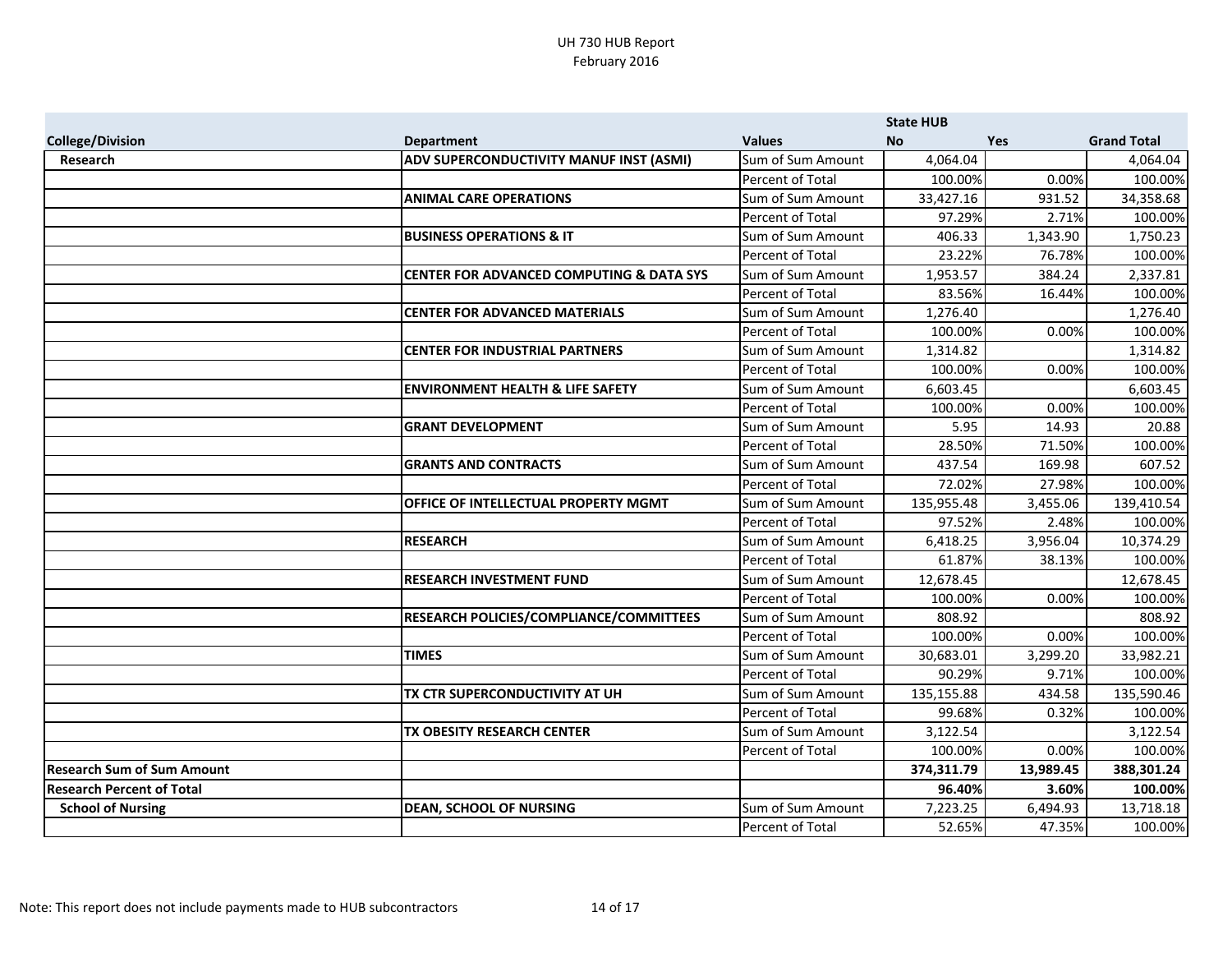# UH 730 HUB Report
## February 2016

| | | | State HUB | | |
|---|---|---|---|---|---|
| **College/Division** | **Department** | **Values** | **No** | **Yes** | **Grand Total** |
| **Research** | **ADV SUPERCONDUCTIVITY MANUF INST (ASMI)** | Sum of Sum Amount | 4,064.04 | | 4,064.04 |
| | | Percent of Total | 100.00% | 0.00% | 100.00% |
| | **ANIMAL CARE OPERATIONS** | Sum of Sum Amount | 33,427.16 | 931.52 | 34,358.68 |
| | | Percent of Total | 97.29% | 2.71% | 100.00% |
| | **BUSINESS OPERATIONS & IT** | Sum of Sum Amount | 406.33 | 1,343.90 | 1,750.23 |
| | | Percent of Total | 23.22% | 76.78% | 100.00% |
| | **CENTER FOR ADVANCED COMPUTING & DATA SYS** | Sum of Sum Amount | 1,953.57 | 384.24 | 2,337.81 |
| | | Percent of Total | 83.56% | 16.44% | 100.00% |
| | **CENTER FOR ADVANCED MATERIALS** | Sum of Sum Amount | 1,276.40 | | 1,276.40 |
| | | Percent of Total | 100.00% | 0.00% | 100.00% |
| | **CENTER FOR INDUSTRIAL PARTNERS** | Sum of Sum Amount | 1,314.82 | | 1,314.82 |
| | | Percent of Total | 100.00% | 0.00% | 100.00% |
| | **ENVIRONMENT HEALTH & LIFE SAFETY** | Sum of Sum Amount | 6,603.45 | | 6,603.45 |
| | | Percent of Total | 100.00% | 0.00% | 100.00% |
| | **GRANT DEVELOPMENT** | Sum of Sum Amount | 5.95 | 14.93 | 20.88 |
| | | Percent of Total | 28.50% | 71.50% | 100.00% |
| | **GRANTS AND CONTRACTS** | Sum of Sum Amount | 437.54 | 169.98 | 607.52 |
| | | Percent of Total | 72.02% | 27.98% | 100.00% |
| | **OFFICE OF INTELLECTUAL PROPERTY MGMT** | Sum of Sum Amount | 135,955.48 | 3,455.06 | 139,410.54 |
| | | Percent of Total | 97.52% | 2.48% | 100.00% |
| | **RESEARCH** | Sum of Sum Amount | 6,418.25 | 3,956.04 | 10,374.29 |
| | | Percent of Total | 61.87% | 38.13% | 100.00% |
| | **RESEARCH INVESTMENT FUND** | Sum of Sum Amount | 12,678.45 | | 12,678.45 |
| | | Percent of Total | 100.00% | 0.00% | 100.00% |
| | **RESEARCH POLICIES/COMPLIANCE/COMMITTEES** | Sum of Sum Amount | 808.92 | | 808.92 |
| | | Percent of Total | 100.00% | 0.00% | 100.00% |
| | **TIMES** | Sum of Sum Amount | 30,683.01 | 3,299.20 | 33,982.21 |
| | | Percent of Total | 90.29% | 9.71% | 100.00% |
| | **TX CTR SUPERCONDUCTIVITY AT UH** | Sum of Sum Amount | 135,155.88 | 434.58 | 135,590.46 |
| | | Percent of Total | 99.68% | 0.32% | 100.00% |
| | **TX OBESITY RESEARCH CENTER** | Sum of Sum Amount | 3,122.54 | | 3,122.54 |
| | | Percent of Total | 100.00% | 0.00% | 100.00% |
| **Research Sum of Sum Amount** | | | **374,311.79** | **13,989.45** | **388,301.24** |
| **Research Percent of Total** | | | **96.40%** | **3.60%** | **100.00%** |
| **School of Nursing** | **DEAN, SCHOOL OF NURSING** | Sum of Sum Amount | 7,223.25 | 6,494.93 | 13,718.18 |
| | | Percent of Total | 52.65% | 47.35% | 100.00% |

Note: This report does not include payments made to HUB subcontractors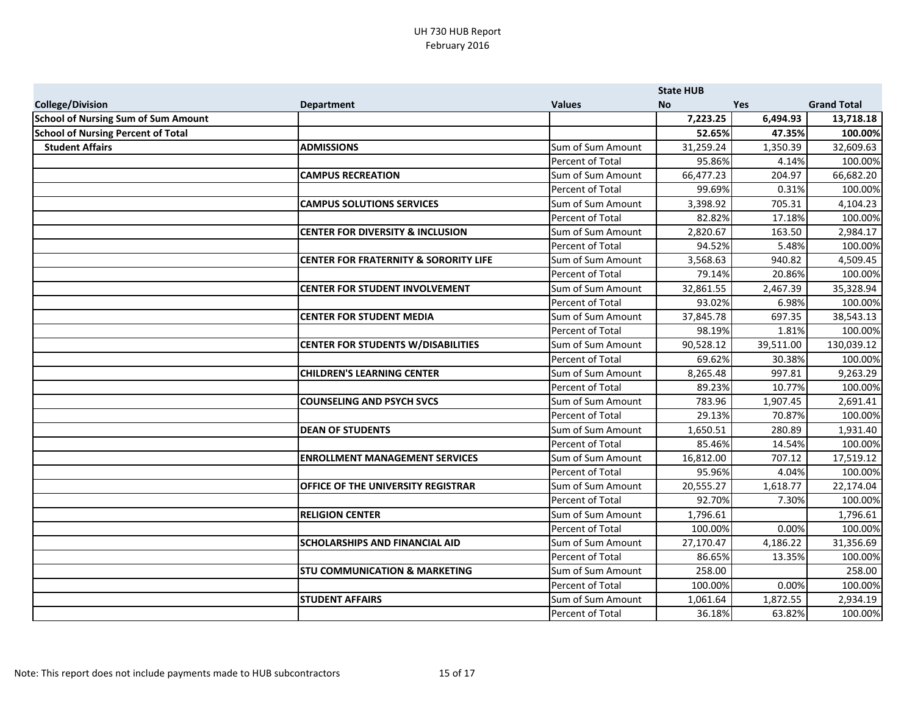UH 730 HUB Report
February 2016

| College/Division | Department | Values | State HUB No | Yes | Grand Total |
|---|---|---|---|---|---|
| **School of Nursing Sum of Sum Amount** | | | **7,223.25** | **6,494.93** | **13,718.18** |
| **School of Nursing Percent of Total** | | | **52.65%** | **47.35%** | **100.00%** |
| **Student Affairs** | **ADMISSIONS** | Sum of Sum Amount | 31,259.24 | 1,350.39 | 32,609.63 |
| | | Percent of Total | 95.86% | 4.14% | 100.00% |
| | **CAMPUS RECREATION** | Sum of Sum Amount | 66,477.23 | 204.97 | 66,682.20 |
| | | Percent of Total | 99.69% | 0.31% | 100.00% |
| | **CAMPUS SOLUTIONS SERVICES** | Sum of Sum Amount | 3,398.92 | 705.31 | 4,104.23 |
| | | Percent of Total | 82.82% | 17.18% | 100.00% |
| | **CENTER FOR DIVERSITY & INCLUSION** | Sum of Sum Amount | 2,820.67 | 163.50 | 2,984.17 |
| | | Percent of Total | 94.52% | 5.48% | 100.00% |
| | **CENTER FOR FRATERNITY & SORORITY LIFE** | Sum of Sum Amount | 3,568.63 | 940.82 | 4,509.45 |
| | | Percent of Total | 79.14% | 20.86% | 100.00% |
| | **CENTER FOR STUDENT INVOLVEMENT** | Sum of Sum Amount | 32,861.55 | 2,467.39 | 35,328.94 |
| | | Percent of Total | 93.02% | 6.98% | 100.00% |
| | **CENTER FOR STUDENT MEDIA** | Sum of Sum Amount | 37,845.78 | 697.35 | 38,543.13 |
| | | Percent of Total | 98.19% | 1.81% | 100.00% |
| | **CENTER FOR STUDENTS W/DISABILITIES** | Sum of Sum Amount | 90,528.12 | 39,511.00 | 130,039.12 |
| | | Percent of Total | 69.62% | 30.38% | 100.00% |
| | **CHILDREN'S LEARNING CENTER** | Sum of Sum Amount | 8,265.48 | 997.81 | 9,263.29 |
| | | Percent of Total | 89.23% | 10.77% | 100.00% |
| | **COUNSELING AND PSYCH SVCS** | Sum of Sum Amount | 783.96 | 1,907.45 | 2,691.41 |
| | | Percent of Total | 29.13% | 70.87% | 100.00% |
| | **DEAN OF STUDENTS** | Sum of Sum Amount | 1,650.51 | 280.89 | 1,931.40 |
| | | Percent of Total | 85.46% | 14.54% | 100.00% |
| | **ENROLLMENT MANAGEMENT SERVICES** | Sum of Sum Amount | 16,812.00 | 707.12 | 17,519.12 |
| | | Percent of Total | 95.96% | 4.04% | 100.00% |
| | **OFFICE OF THE UNIVERSITY REGISTRAR** | Sum of Sum Amount | 20,555.27 | 1,618.77 | 22,174.04 |
| | | Percent of Total | 92.70% | 7.30% | 100.00% |
| | **RELIGION CENTER** | Sum of Sum Amount | 1,796.61 | | 1,796.61 |
| | | Percent of Total | 100.00% | 0.00% | 100.00% |
| | **SCHOLARSHIPS AND FINANCIAL AID** | Sum of Sum Amount | 27,170.47 | 4,186.22 | 31,356.69 |
| | | Percent of Total | 86.65% | 13.35% | 100.00% |
| | **STU COMMUNICATION & MARKETING** | Sum of Sum Amount | 258.00 | | 258.00 |
| | | Percent of Total | 100.00% | 0.00% | 100.00% |
| | **STUDENT AFFAIRS** | Sum of Sum Amount | 1,061.64 | 1,872.55 | 2,934.19 |
| | | Percent of Total | 36.18% | 63.82% | 100.00% |

Note: This report does not include payments made to HUB subcontractors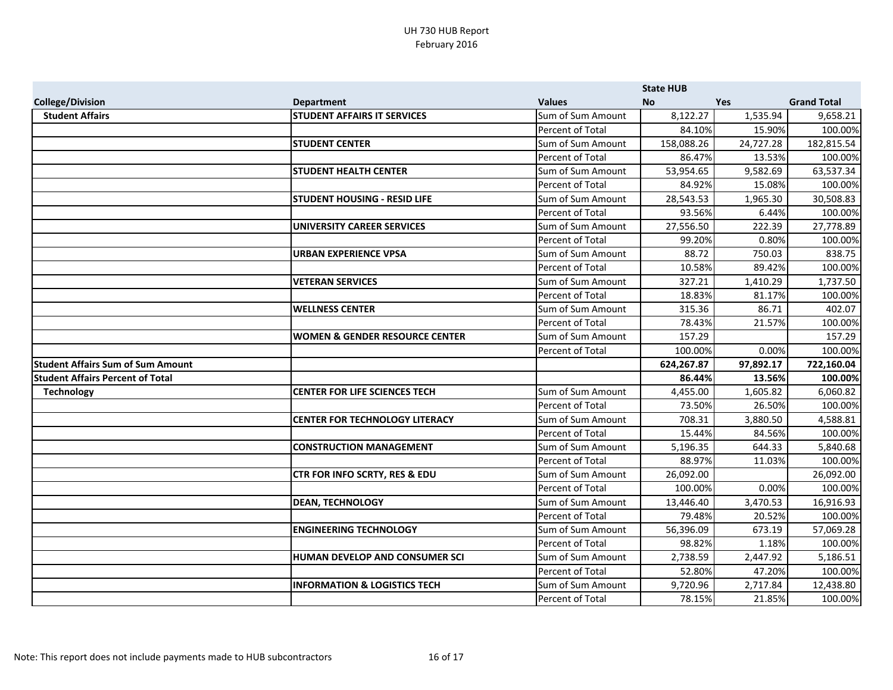UH 730 HUB Report
February 2016

| | | | State HUB | | |
|---|---|---|---|---|---|
| **College/Division** | **Department** | **Values** | **No** | **Yes** | **Grand Total** |
| **Student Affairs** | **STUDENT AFFAIRS IT SERVICES** | Sum of Sum Amount | 8,122.27 | 1,535.94 | 9,658.21 |
| | | Percent of Total | 84.10% | 15.90% | 100.00% |
| | **STUDENT CENTER** | Sum of Sum Amount | 158,088.26 | 24,727.28 | 182,815.54 |
| | | Percent of Total | 86.47% | 13.53% | 100.00% |
| | **STUDENT HEALTH CENTER** | Sum of Sum Amount | 53,954.65 | 9,582.69 | 63,537.34 |
| | | Percent of Total | 84.92% | 15.08% | 100.00% |
| | **STUDENT HOUSING - RESID LIFE** | Sum of Sum Amount | 28,543.53 | 1,965.30 | 30,508.83 |
| | | Percent of Total | 93.56% | 6.44% | 100.00% |
| | **UNIVERSITY CAREER SERVICES** | Sum of Sum Amount | 27,556.50 | 222.39 | 27,778.89 |
| | | Percent of Total | 99.20% | 0.80% | 100.00% |
| | **URBAN EXPERIENCE VPSA** | Sum of Sum Amount | 88.72 | 750.03 | 838.75 |
| | | Percent of Total | 10.58% | 89.42% | 100.00% |
| | **VETERAN SERVICES** | Sum of Sum Amount | 327.21 | 1,410.29 | 1,737.50 |
| | | Percent of Total | 18.83% | 81.17% | 100.00% |
| | **WELLNESS CENTER** | Sum of Sum Amount | 315.36 | 86.71 | 402.07 |
| | | Percent of Total | 78.43% | 21.57% | 100.00% |
| | **WOMEN & GENDER RESOURCE CENTER** | Sum of Sum Amount | 157.29 | | 157.29 |
| | | Percent of Total | 100.00% | 0.00% | 100.00% |
| **Student Affairs Sum of Sum Amount** | | | **624,267.87** | **97,892.17** | **722,160.04** |
| **Student Affairs Percent of Total** | | | **86.44%** | **13.56%** | **100.00%** |
| **Technology** | **CENTER FOR LIFE SCIENCES TECH** | Sum of Sum Amount | 4,455.00 | 1,605.82 | 6,060.82 |
| | | Percent of Total | 73.50% | 26.50% | 100.00% |
| | **CENTER FOR TECHNOLOGY LITERACY** | Sum of Sum Amount | 708.31 | 3,880.50 | 4,588.81 |
| | | Percent of Total | 15.44% | 84.56% | 100.00% |
| | **CONSTRUCTION MANAGEMENT** | Sum of Sum Amount | 5,196.35 | 644.33 | 5,840.68 |
| | | Percent of Total | 88.97% | 11.03% | 100.00% |
| | **CTR FOR INFO SCRTY, RES & EDU** | Sum of Sum Amount | 26,092.00 | | 26,092.00 |
| | | Percent of Total | 100.00% | 0.00% | 100.00% |
| | **DEAN, TECHNOLOGY** | Sum of Sum Amount | 13,446.40 | 3,470.53 | 16,916.93 |
| | | Percent of Total | 79.48% | 20.52% | 100.00% |
| | **ENGINEERING TECHNOLOGY** | Sum of Sum Amount | 56,396.09 | 673.19 | 57,069.28 |
| | | Percent of Total | 98.82% | 1.18% | 100.00% |
| | **HUMAN DEVELOP AND CONSUMER SCI** | Sum of Sum Amount | 2,738.59 | 2,447.92 | 5,186.51 |
| | | Percent of Total | 52.80% | 47.20% | 100.00% |
| | **INFORMATION & LOGISTICS TECH** | Sum of Sum Amount | 9,720.96 | 2,717.84 | 12,438.80 |
| | | Percent of Total | 78.15% | 21.85% | 100.00% |

Note: This report does not include payments made to HUB subcontractors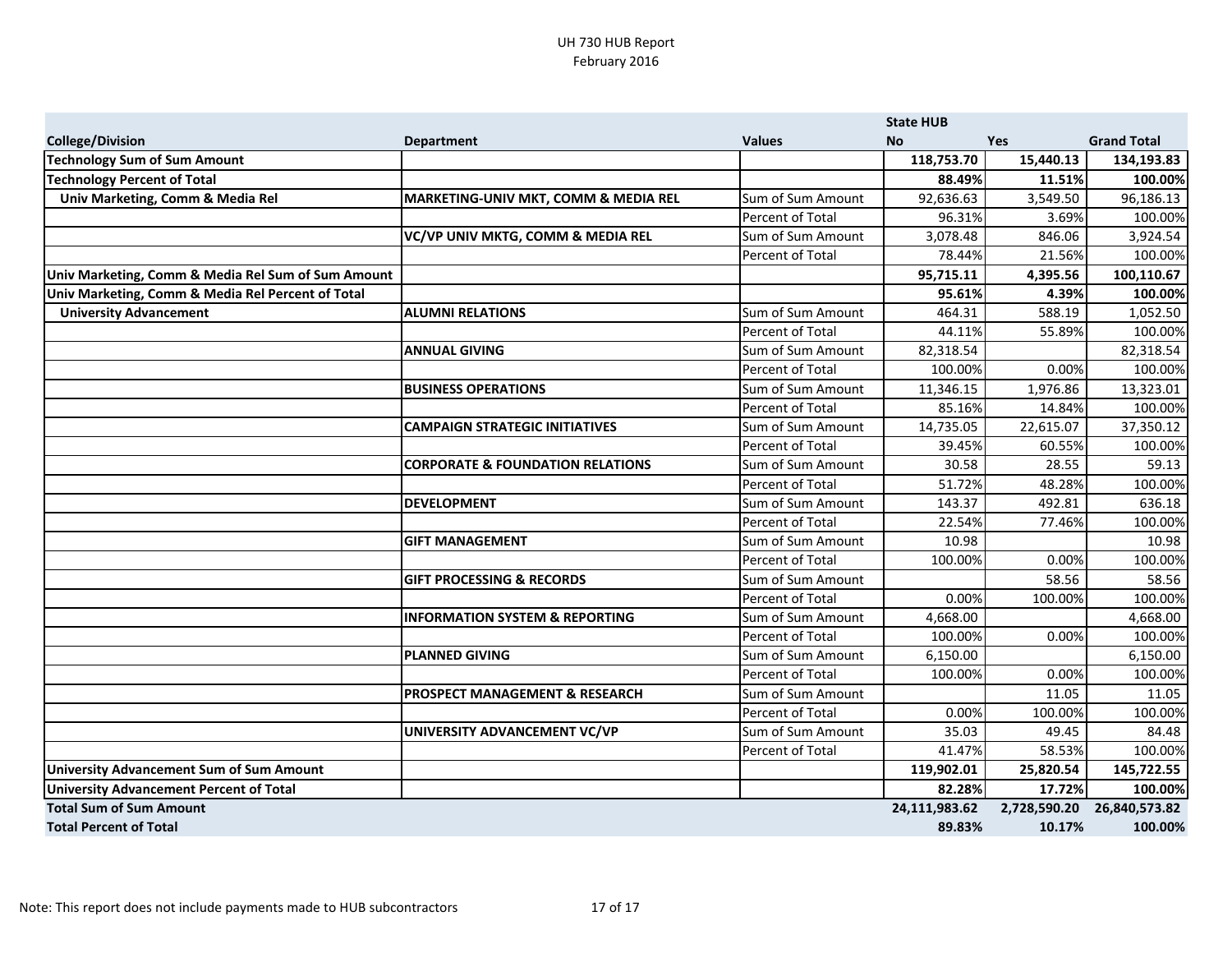| College/Division | Department | Values | State HUB No | Yes | Grand Total |
|---|---|---|---|---|---|
| **Technology Sum of Sum Amount** | | | **118,753.70** | **15,440.13** | **134,193.83** |
| **Technology Percent of Total** | | | **88.49%** | **11.51%** | **100.00%** |
| **Univ Marketing, Comm & Media Rel** | **MARKETING-UNIV MKT, COMM & MEDIA REL** | Sum of Sum Amount | 92,636.63 | 3,549.50 | 96,186.13 |
| | | Percent of Total | 96.31% | 3.69% | 100.00% |
| | **VC/VP UNIV MKTG, COMM & MEDIA REL** | Sum of Sum Amount | 3,078.48 | 846.06 | 3,924.54 |
| | | Percent of Total | 78.44% | 21.56% | 100.00% |
| **Univ Marketing, Comm & Media Rel Sum of Sum Amount** | | | **95,715.11** | **4,395.56** | **100,110.67** |
| **Univ Marketing, Comm & Media Rel Percent of Total** | | | **95.61%** | **4.39%** | **100.00%** |
| **University Advancement** | **ALUMNI RELATIONS** | Sum of Sum Amount | 464.31 | 588.19 | 1,052.50 |
| | | Percent of Total | 44.11% | 55.89% | 100.00% |
| | **ANNUAL GIVING** | Sum of Sum Amount | 82,318.54 | | 82,318.54 |
| | | Percent of Total | 100.00% | 0.00% | 100.00% |
| | **BUSINESS OPERATIONS** | Sum of Sum Amount | 11,346.15 | 1,976.86 | 13,323.01 |
| | | Percent of Total | 85.16% | 14.84% | 100.00% |
| | **CAMPAIGN STRATEGIC INITIATIVES** | Sum of Sum Amount | 14,735.05 | 22,615.07 | 37,350.12 |
| | | Percent of Total | 39.45% | 60.55% | 100.00% |
| | **CORPORATE & FOUNDATION RELATIONS** | Sum of Sum Amount | 30.58 | 28.55 | 59.13 |
| | | Percent of Total | 51.72% | 48.28% | 100.00% |
| | **DEVELOPMENT** | Sum of Sum Amount | 143.37 | 492.81 | 636.18 |
| | | Percent of Total | 22.54% | 77.46% | 100.00% |
| | **GIFT MANAGEMENT** | Sum of Sum Amount | 10.98 | | 10.98 |
| | | Percent of Total | 100.00% | 0.00% | 100.00% |
| | **GIFT PROCESSING & RECORDS** | Sum of Sum Amount | | 58.56 | 58.56 |
| | | Percent of Total | 0.00% | 100.00% | 100.00% |
| | **INFORMATION SYSTEM & REPORTING** | Sum of Sum Amount | 4,668.00 | | 4,668.00 |
| | | Percent of Total | 100.00% | 0.00% | 100.00% |
| | **PLANNED GIVING** | Sum of Sum Amount | 6,150.00 | | 6,150.00 |
| | | Percent of Total | 100.00% | 0.00% | 100.00% |
| | **PROSPECT MANAGEMENT & RESEARCH** | Sum of Sum Amount | | 11.05 | 11.05 |
| | | Percent of Total | 0.00% | 100.00% | 100.00% |
| | **UNIVERSITY ADVANCEMENT VC/VP** | Sum of Sum Amount | 35.03 | 49.45 | 84.48 |
| | | Percent of Total | 41.47% | 58.53% | 100.00% |
| **University Advancement Sum of Sum Amount** | | | **119,902.01** | **25,820.54** | **145,722.55** |
| **University Advancement Percent of Total** | | | **82.28%** | **17.72%** | **100.00%** |
| **Total Sum of Sum Amount** | | | **24,111,983.62** | **2,728,590.20** | **26,840,573.82** |
| **Total Percent of Total** | | | **89.83%** | **10.17%** | **100.00%** |

Note: This report does not include payments made to HUB subcontractors